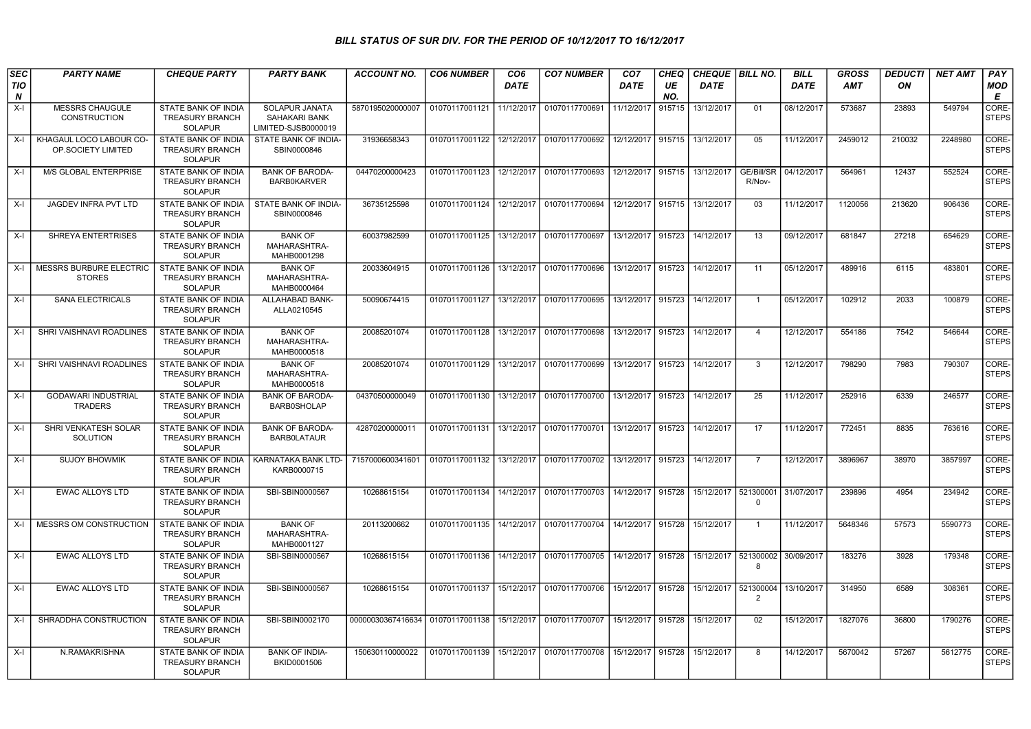## BILL STATUS OF SUR DIV. FOR THE PERIOD OF 10/12/2017 TO 16/12/2017

| SECTION | PARTY NAME | CHEQUE PARTY | PARTY BANK | ACCOUNT NO. | CO6 NUMBER | CO6 DATE | CO7 NUMBER | CO7 DATE | CHEQUE NO. | CHEQUE DATE | BILL NO. | BILL DATE | GROSS AMT | DEDUCTION | NET AMT | PAY MODE |
|---|---|---|---|---|---|---|---|---|---|---|---|---|---|---|---|---|
| X-I | MESSRS CHAUGULE CONSTRUCTION | STATE BANK OF INDIA TREASURY BRANCH SOLAPUR | SOLAPUR JANATA SAHAKARI BANK LIMITED-SJSB0000019 | 5870195020000007 | 01070117001121 | 11/12/2017 | 01070117700691 | 11/12/2017 | 915715 | 13/12/2017 | 01 | 08/12/2017 | 573687 | 23893 | 549794 | CORE-STEPS |
| X-I | KHAGAUL LOCO LABOUR CO-OP.SOCIETY LIMITED | STATE BANK OF INDIA TREASURY BRANCH SOLAPUR | STATE BANK OF INDIA-SBIN0000846 | 31936658343 | 01070117001122 | 12/12/2017 | 01070117700692 | 12/12/2017 | 915715 | 13/12/2017 | 05 | 11/12/2017 | 2459012 | 210032 | 2248980 | CORE-STEPS |
| X-I | M/S GLOBAL ENTERPRISE | STATE BANK OF INDIA TREASURY BRANCH SOLAPUR | BANK OF BARODA-BARB0KARVER | 04470200000423 | 01070117001123 | 12/12/2017 | 01070117700693 | 12/12/2017 | 915715 | 13/12/2017 | GE/Bill/SR R/Nov- | 04/12/2017 | 564961 | 12437 | 552524 | CORE-STEPS |
| X-I | JAGDEV INFRA PVT LTD | STATE BANK OF INDIA TREASURY BRANCH SOLAPUR | STATE BANK OF INDIA-SBIN0000846 | 36735125598 | 01070117001124 | 12/12/2017 | 01070117700694 | 12/12/2017 | 915715 | 13/12/2017 | 03 | 11/12/2017 | 1120056 | 213620 | 906436 | CORE-STEPS |
| X-I | SHREYA ENTERTRISES | STATE BANK OF INDIA TREASURY BRANCH SOLAPUR | BANK OF MAHARASHTRA-MAHB0001298 | 60037982599 | 01070117001125 | 13/12/2017 | 01070117700697 | 13/12/2017 | 915723 | 14/12/2017 | 13 | 09/12/2017 | 681847 | 27218 | 654629 | CORE-STEPS |
| X-I | MESSRS BURBURE ELECTRIC STORES | STATE BANK OF INDIA TREASURY BRANCH SOLAPUR | BANK OF MAHARASHTRA-MAHB0000464 | 20033604915 | 01070117001126 | 13/12/2017 | 01070117700696 | 13/12/2017 | 915723 | 14/12/2017 | 11 | 05/12/2017 | 489916 | 6115 | 483801 | CORE-STEPS |
| X-I | SANA ELECTRICALS | STATE BANK OF INDIA TREASURY BRANCH SOLAPUR | ALLAHABAD BANK-ALLA0210545 | 50090674415 | 01070117001127 | 13/12/2017 | 01070117700695 | 13/12/2017 | 915723 | 14/12/2017 | 1 | 05/12/2017 | 102912 | 2033 | 100879 | CORE-STEPS |
| X-I | SHRI VAISHNAVI ROADLINES | STATE BANK OF INDIA TREASURY BRANCH SOLAPUR | BANK OF MAHARASHTRA-MAHB0000518 | 20085201074 | 01070117001128 | 13/12/2017 | 01070117700698 | 13/12/2017 | 915723 | 14/12/2017 | 4 | 12/12/2017 | 554186 | 7542 | 546644 | CORE-STEPS |
| X-I | SHRI VAISHNAVI ROADLINES | STATE BANK OF INDIA TREASURY BRANCH SOLAPUR | BANK OF MAHARASHTRA-MAHB0000518 | 20085201074 | 01070117001129 | 13/12/2017 | 01070117700699 | 13/12/2017 | 915723 | 14/12/2017 | 3 | 12/12/2017 | 798290 | 7983 | 790307 | CORE-STEPS |
| X-I | GODAWARI INDUSTRIAL TRADERS | STATE BANK OF INDIA TREASURY BRANCH SOLAPUR | BANK OF BARODA-BARB0SHOLAP | 04370500000049 | 01070117001130 | 13/12/2017 | 01070117700700 | 13/12/2017 | 915723 | 14/12/2017 | 25 | 11/12/2017 | 252916 | 6339 | 246577 | CORE-STEPS |
| X-I | SHRI VENKATESH SOLAR SOLUTION | STATE BANK OF INDIA TREASURY BRANCH SOLAPUR | BANK OF BARODA-BARB0LATAUR | 42870200000011 | 01070117001131 | 13/12/2017 | 01070117700701 | 13/12/2017 | 915723 | 14/12/2017 | 17 | 11/12/2017 | 772451 | 8835 | 763616 | CORE-STEPS |
| X-I | SUJOY BHOWMIK | STATE BANK OF INDIA TREASURY BRANCH SOLAPUR | KARNATAKA BANK LTD-KARB0000715 | 7157000600341601 | 01070117001132 | 13/12/2017 | 01070117700702 | 13/12/2017 | 915723 | 14/12/2017 | 7 | 12/12/2017 | 3896967 | 38970 | 3857997 | CORE-STEPS |
| X-I | EWAC ALLOYS LTD | STATE BANK OF INDIA TREASURY BRANCH SOLAPUR | SBI-SBIN0000567 | 10268615154 | 01070117001134 | 14/12/2017 | 01070117700703 | 14/12/2017 | 915728 | 15/12/2017 | 5213000010 | 31/07/2017 | 239896 | 4954 | 234942 | CORE-STEPS |
| X-I | MESSRS OM CONSTRUCTION | STATE BANK OF INDIA TREASURY BRANCH SOLAPUR | BANK OF MAHARASHTRA-MAHB0001127 | 20113200662 | 01070117001135 | 14/12/2017 | 01070117700704 | 14/12/2017 | 915728 | 15/12/2017 | 1 | 11/12/2017 | 5648346 | 57573 | 5590773 | CORE-STEPS |
| X-I | EWAC ALLOYS LTD | STATE BANK OF INDIA TREASURY BRANCH SOLAPUR | SBI-SBIN0000567 | 10268615154 | 01070117001136 | 14/12/2017 | 01070117700705 | 14/12/2017 | 915728 | 15/12/2017 | 5213000028 | 30/09/2017 | 183276 | 3928 | 179348 | CORE-STEPS |
| X-I | EWAC ALLOYS LTD | STATE BANK OF INDIA TREASURY BRANCH SOLAPUR | SBI-SBIN0000567 | 10268615154 | 01070117001137 | 15/12/2017 | 01070117700706 | 15/12/2017 | 915728 | 15/12/2017 | 5213000042 | 13/10/2017 | 314950 | 6589 | 308361 | CORE-STEPS |
| X-I | SHRADDHA CONSTRUCTION | STATE BANK OF INDIA TREASURY BRANCH SOLAPUR | SBI-SBIN0002170 | 00000030367416634 | 01070117001138 | 15/12/2017 | 01070117700707 | 15/12/2017 | 915728 | 15/12/2017 | 02 | 15/12/2017 | 1827076 | 36800 | 1790276 | CORE-STEPS |
| X-I | N.RAMAKRISHNA | STATE BANK OF INDIA TREASURY BRANCH SOLAPUR | BANK OF INDIA-BKID0001506 | 150630110000022 | 01070117001139 | 15/12/2017 | 01070117700708 | 15/12/2017 | 915728 | 15/12/2017 | 8 | 14/12/2017 | 5670042 | 57267 | 5612775 | CORE-STEPS |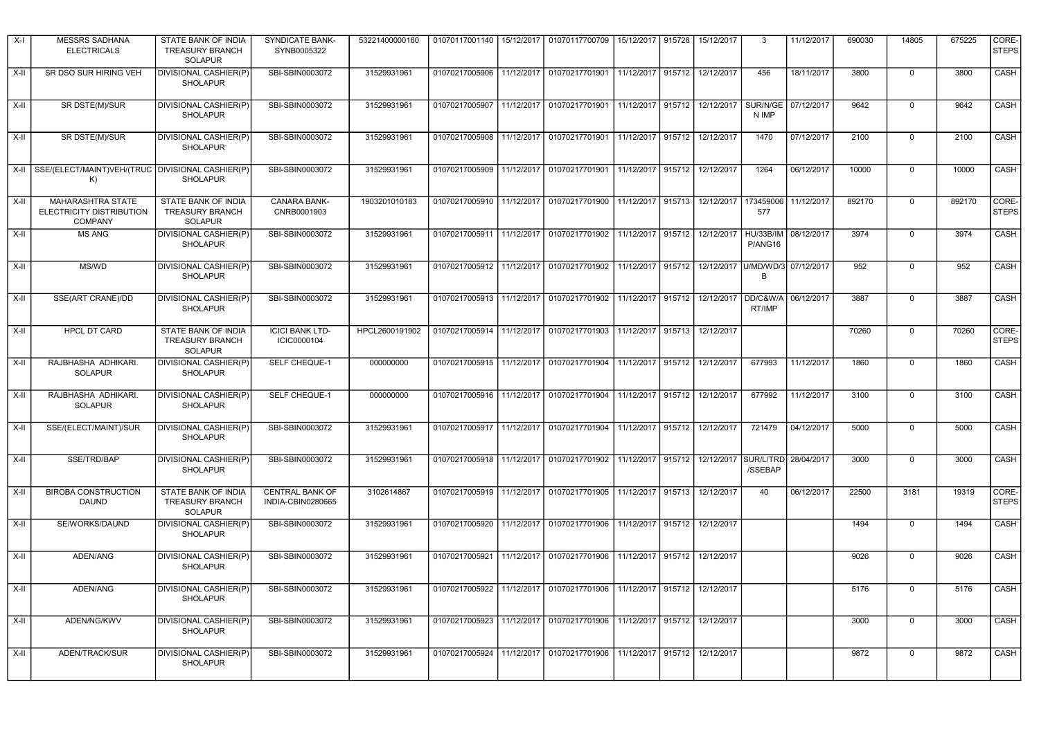| X-I | MESSRS SADHANA ELECTRICALS | STATE BANK OF INDIA TREASURY BRANCH SOLAPUR | SYNDICATE BANK-SYNB0005322 | 53221400000160 | 01070117001140 | 15/12/2017 | 01070117700709 | 15/12/2017 | 915728 | 15/12/2017 | 3 | 11/12/2017 | 690030 | 14805 | 675225 | CORE-STEPS |
|---|---|---|---|---|---|---|---|---|---|---|---|---|---|---|---|---|
| X-II | SR DSO SUR HIRING VEH | DIVISIONAL CASHIER(P) SHOLAPUR | SBI-SBIN0003072 | 31529931961 | 01070217005906 | 11/12/2017 | 01070217701901 | 11/12/2017 | 915712 | 12/12/2017 | 456 | 18/11/2017 | 3800 | 0 | 3800 | CASH |
| X-II | SR DSTE(M)/SUR | DIVISIONAL CASHIER(P) SHOLAPUR | SBI-SBIN0003072 | 31529931961 | 01070217005907 | 11/12/2017 | 01070217701901 | 11/12/2017 | 915712 | 12/12/2017 | SUR/N/GEN IMP | 07/12/2017 | 9642 | 0 | 9642 | CASH |
| X-II | SR DSTE(M)/SUR | DIVISIONAL CASHIER(P) SHOLAPUR | SBI-SBIN0003072 | 31529931961 | 01070217005908 | 11/12/2017 | 01070217701901 | 11/12/2017 | 915712 | 12/12/2017 | 1470 | 07/12/2017 | 2100 | 0 | 2100 | CASH |
| X-II | SSE/(ELECT/MAINT)VEH/(TRUCK) | DIVISIONAL CASHIER(P) SHOLAPUR | SBI-SBIN0003072 | 31529931961 | 01070217005909 | 11/12/2017 | 01070217701901 | 11/12/2017 | 915712 | 12/12/2017 | 1264 | 06/12/2017 | 10000 | 0 | 10000 | CASH |
| X-II | MAHARASHTRA STATE ELECTRICITY DISTRIBUTION COMPANY | STATE BANK OF INDIA TREASURY BRANCH SOLAPUR | CANARA BANK-CNRB0001903 | 1903201010183 | 01070217005910 | 11/12/2017 | 01070217701900 | 11/12/2017 | 915713 | 12/12/2017 | 173459006577 | 11/12/2017 | 892170 | 0 | 892170 | CORE-STEPS |
| X-II | MS ANG | DIVISIONAL CASHIER(P) SHOLAPUR | SBI-SBIN0003072 | 31529931961 | 01070217005911 | 11/12/2017 | 01070217701902 | 11/12/2017 | 915712 | 12/12/2017 | HU/33B/IMP/ANG16 | 08/12/2017 | 3974 | 0 | 3974 | CASH |
| X-II | MS/WD | DIVISIONAL CASHIER(P) SHOLAPUR | SBI-SBIN0003072 | 31529931961 | 01070217005912 | 11/12/2017 | 01070217701902 | 11/12/2017 | 915712 | 12/12/2017 | U/MD/WD/3B | 07/12/2017 | 952 | 0 | 952 | CASH |
| X-II | SSE(ART CRANE)/DD | DIVISIONAL CASHIER(P) SHOLAPUR | SBI-SBIN0003072 | 31529931961 | 01070217005913 | 11/12/2017 | 01070217701902 | 11/12/2017 | 915712 | 12/12/2017 | DD/C&W/ART/IMP | 06/12/2017 | 3887 | 0 | 3887 | CASH |
| X-II | HPCL DT CARD | STATE BANK OF INDIA TREASURY BRANCH SOLAPUR | ICICI BANK LTD-ICIC0000104 | HPCL2600191902 | 01070217005914 | 11/12/2017 | 01070217701903 | 11/12/2017 | 915713 | 12/12/2017 | | | 70260 | 0 | 70260 | CORE-STEPS |
| X-II | RAJBHASHA ADHIKARI. SOLAPUR | DIVISIONAL CASHIER(P) SHOLAPUR | SELF CHEQUE-1 | 000000000 | 01070217005915 | 11/12/2017 | 01070217701904 | 11/12/2017 | 915712 | 12/12/2017 | 677993 | 11/12/2017 | 1860 | 0 | 1860 | CASH |
| X-II | RAJBHASHA ADHIKARI. SOLAPUR | DIVISIONAL CASHIER(P) SHOLAPUR | SELF CHEQUE-1 | 000000000 | 01070217005916 | 11/12/2017 | 01070217701904 | 11/12/2017 | 915712 | 12/12/2017 | 677992 | 11/12/2017 | 3100 | 0 | 3100 | CASH |
| X-II | SSE/(ELECT/MAINT)/SUR | DIVISIONAL CASHIER(P) SHOLAPUR | SBI-SBIN0003072 | 31529931961 | 01070217005917 | 11/12/2017 | 01070217701904 | 11/12/2017 | 915712 | 12/12/2017 | 721479 | 04/12/2017 | 5000 | 0 | 5000 | CASH |
| X-II | SSE/TRD/BAP | DIVISIONAL CASHIER(P) SHOLAPUR | SBI-SBIN0003072 | 31529931961 | 01070217005918 | 11/12/2017 | 01070217701902 | 11/12/2017 | 915712 | 12/12/2017 | SUR/L/TRD/SSEBAP | 28/04/2017 | 3000 | 0 | 3000 | CASH |
| X-II | BIROBA CONSTRUCTION DAUND | STATE BANK OF INDIA TREASURY BRANCH SOLAPUR | CENTRAL BANK OF INDIA-CBIN0280665 | 3102614867 | 01070217005919 | 11/12/2017 | 01070217701905 | 11/12/2017 | 915713 | 12/12/2017 | 40 | 06/12/2017 | 22500 | 3181 | 19319 | CORE-STEPS |
| X-II | SE/WORKS/DAUND | DIVISIONAL CASHIER(P) SHOLAPUR | SBI-SBIN0003072 | 31529931961 | 01070217005920 | 11/12/2017 | 01070217701906 | 11/12/2017 | 915712 | 12/12/2017 | | | 1494 | 0 | 1494 | CASH |
| X-II | ADEN/ANG | DIVISIONAL CASHIER(P) SHOLAPUR | SBI-SBIN0003072 | 31529931961 | 01070217005921 | 11/12/2017 | 01070217701906 | 11/12/2017 | 915712 | 12/12/2017 | | | 9026 | 0 | 9026 | CASH |
| X-II | ADEN/ANG | DIVISIONAL CASHIER(P) SHOLAPUR | SBI-SBIN0003072 | 31529931961 | 01070217005922 | 11/12/2017 | 01070217701906 | 11/12/2017 | 915712 | 12/12/2017 | | | 5176 | 0 | 5176 | CASH |
| X-II | ADEN/NG/KWV | DIVISIONAL CASHIER(P) SHOLAPUR | SBI-SBIN0003072 | 31529931961 | 01070217005923 | 11/12/2017 | 01070217701906 | 11/12/2017 | 915712 | 12/12/2017 | | | 3000 | 0 | 3000 | CASH |
| X-II | ADEN/TRACK/SUR | DIVISIONAL CASHIER(P) SHOLAPUR | SBI-SBIN0003072 | 31529931961 | 01070217005924 | 11/12/2017 | 01070217701906 | 11/12/2017 | 915712 | 12/12/2017 | | | 9872 | 0 | 9872 | CASH |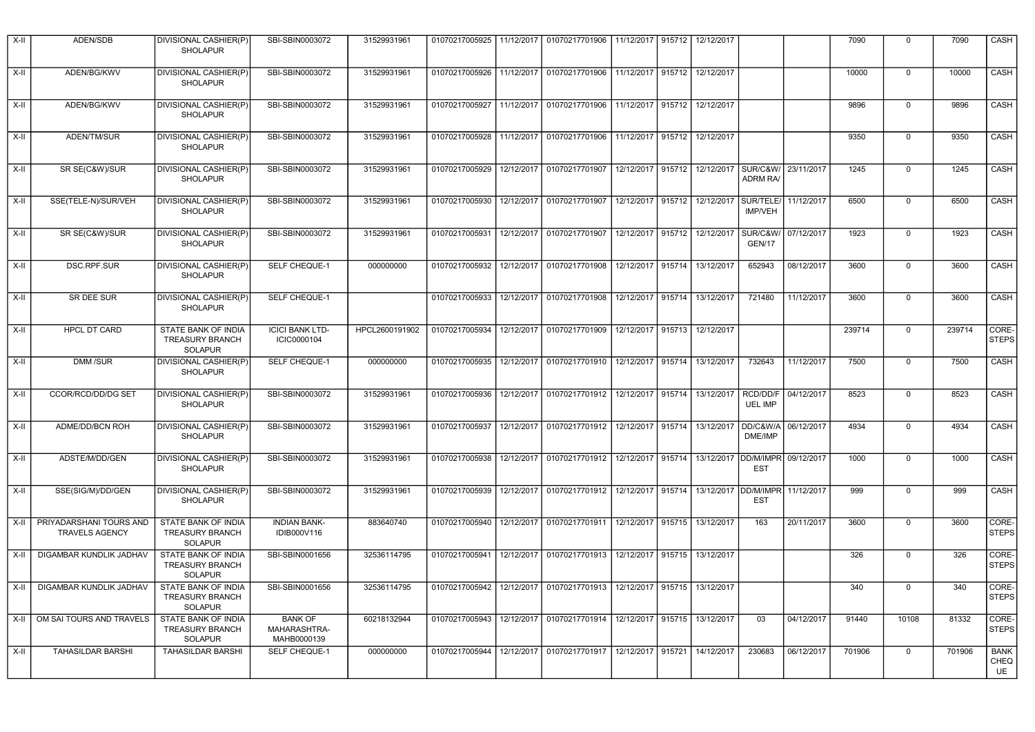| X-II | ADEN/SDB | DIVISIONAL CASHIER(P) SHOLAPUR | SBI-SBIN0003072 | 31529931961 | 01070217005925 | 11/12/2017 | 01070217701906 | 11/12/2017 | 915712 | 12/12/2017 | | | 7090 | 0 | 7090 | CASH |
|---|---|---|---|---|---|---|---|---|---|---|---|---|---|---|---|---|
| X-II | ADEN/BG/KWV | DIVISIONAL CASHIER(P) SHOLAPUR | SBI-SBIN0003072 | 31529931961 | 01070217005926 | 11/12/2017 | 01070217701906 | 11/12/2017 | 915712 | 12/12/2017 | | | 10000 | 0 | 10000 | CASH |
| X-II | ADEN/BG/KWV | DIVISIONAL CASHIER(P) SHOLAPUR | SBI-SBIN0003072 | 31529931961 | 01070217005927 | 11/12/2017 | 01070217701906 | 11/12/2017 | 915712 | 12/12/2017 | | | 9896 | 0 | 9896 | CASH |
| X-II | ADEN/TM/SUR | DIVISIONAL CASHIER(P) SHOLAPUR | SBI-SBIN0003072 | 31529931961 | 01070217005928 | 11/12/2017 | 01070217701906 | 11/12/2017 | 915712 | 12/12/2017 | | | 9350 | 0 | 9350 | CASH |
| X-II | SR SE(C&W)/SUR | DIVISIONAL CASHIER(P) SHOLAPUR | SBI-SBIN0003072 | 31529931961 | 01070217005929 | 12/12/2017 | 01070217701907 | 12/12/2017 | 915712 | 12/12/2017 | SUR/C&W/ ADRM RA/ | 23/11/2017 | 1245 | 0 | 1245 | CASH |
| X-II | SSE(TELE-N)/SUR/VEH | DIVISIONAL CASHIER(P) SHOLAPUR | SBI-SBIN0003072 | 31529931961 | 01070217005930 | 12/12/2017 | 01070217701907 | 12/12/2017 | 915712 | 12/12/2017 | SUR/TELE/ IMP/VEH | 11/12/2017 | 6500 | 0 | 6500 | CASH |
| X-II | SR SE(C&W)/SUR | DIVISIONAL CASHIER(P) SHOLAPUR | SBI-SBIN0003072 | 31529931961 | 01070217005931 | 12/12/2017 | 01070217701907 | 12/12/2017 | 915712 | 12/12/2017 | SUR/C&W/ GEN/17 | 07/12/2017 | 1923 | 0 | 1923 | CASH |
| X-II | DSC.RPF.SUR | DIVISIONAL CASHIER(P) SHOLAPUR | SELF CHEQUE-1 | 000000000 | 01070217005932 | 12/12/2017 | 01070217701908 | 12/12/2017 | 915714 | 13/12/2017 | 652943 | 08/12/2017 | 3600 | 0 | 3600 | CASH |
| X-II | SR DEE SUR | DIVISIONAL CASHIER(P) SHOLAPUR | SELF CHEQUE-1 | | 01070217005933 | 12/12/2017 | 01070217701908 | 12/12/2017 | 915714 | 13/12/2017 | 721480 | 11/12/2017 | 3600 | 0 | 3600 | CASH |
| X-II | HPCL DT CARD | STATE BANK OF INDIA TREASURY BRANCH SOLAPUR | ICICI BANK LTD-ICIC0000104 | HPCL2600191902 | 01070217005934 | 12/12/2017 | 01070217701909 | 12/12/2017 | 915713 | 12/12/2017 | | | 239714 | 0 | 239714 | CORE-STEPS |
| X-II | DMM /SUR | DIVISIONAL CASHIER(P) SHOLAPUR | SELF CHEQUE-1 | 000000000 | 01070217005935 | 12/12/2017 | 01070217701910 | 12/12/2017 | 915714 | 13/12/2017 | 732643 | 11/12/2017 | 7500 | 0 | 7500 | CASH |
| X-II | CCOR/RCD/DD/DG SET | DIVISIONAL CASHIER(P) SHOLAPUR | SBI-SBIN0003072 | 31529931961 | 01070217005936 | 12/12/2017 | 01070217701912 | 12/12/2017 | 915714 | 13/12/2017 | RCD/DD/F UEL IMP | 04/12/2017 | 8523 | 0 | 8523 | CASH |
| X-II | ADME/DD/BCN ROH | DIVISIONAL CASHIER(P) SHOLAPUR | SBI-SBIN0003072 | 31529931961 | 01070217005937 | 12/12/2017 | 01070217701912 | 12/12/2017 | 915714 | 13/12/2017 | DD/C&W/A DME/IMP | 06/12/2017 | 4934 | 0 | 4934 | CASH |
| X-II | ADSTE/M/DD/GEN | DIVISIONAL CASHIER(P) SHOLAPUR | SBI-SBIN0003072 | 31529931961 | 01070217005938 | 12/12/2017 | 01070217701912 | 12/12/2017 | 915714 | 13/12/2017 | DD/M/IMPR EST | 09/12/2017 | 1000 | 0 | 1000 | CASH |
| X-II | SSE(SIG/M)/DD/GEN | DIVISIONAL CASHIER(P) SHOLAPUR | SBI-SBIN0003072 | 31529931961 | 01070217005939 | 12/12/2017 | 01070217701912 | 12/12/2017 | 915714 | 13/12/2017 | DD/M/IMPR EST | 11/12/2017 | 999 | 0 | 999 | CASH |
| X-II | PRIYADARSHANI TOURS AND TRAVELS AGENCY | STATE BANK OF INDIA TREASURY BRANCH SOLAPUR | INDIAN BANK-IDIB000V116 | 883640740 | 01070217005940 | 12/12/2017 | 01070217701911 | 12/12/2017 | 915715 | 13/12/2017 | 163 | 20/11/2017 | 3600 | 0 | 3600 | CORE-STEPS |
| X-II | DIGAMBAR KUNDLIK JADHAV | STATE BANK OF INDIA TREASURY BRANCH SOLAPUR | SBI-SBIN0001656 | 32536114795 | 01070217005941 | 12/12/2017 | 01070217701913 | 12/12/2017 | 915715 | 13/12/2017 | | | 326 | 0 | 326 | CORE-STEPS |
| X-II | DIGAMBAR KUNDLIK JADHAV | STATE BANK OF INDIA TREASURY BRANCH SOLAPUR | SBI-SBIN0001656 | 32536114795 | 01070217005942 | 12/12/2017 | 01070217701913 | 12/12/2017 | 915715 | 13/12/2017 | | | 340 | 0 | 340 | CORE-STEPS |
| X-II | OM SAI TOURS AND TRAVELS | STATE BANK OF INDIA TREASURY BRANCH SOLAPUR | BANK OF MAHARASHTRA-MAHB0000139 | 60218132944 | 01070217005943 | 12/12/2017 | 01070217701914 | 12/12/2017 | 915715 | 13/12/2017 | 03 | 04/12/2017 | 91440 | 10108 | 81332 | CORE-STEPS |
| X-II | TAHASILDAR BARSHI | TAHASILDAR BARSHI | SELF CHEQUE-1 | 000000000 | 01070217005944 | 12/12/2017 | 01070217701917 | 12/12/2017 | 915721 | 14/12/2017 | 230683 | 06/12/2017 | 701906 | 0 | 701906 | BANK CHEQUE |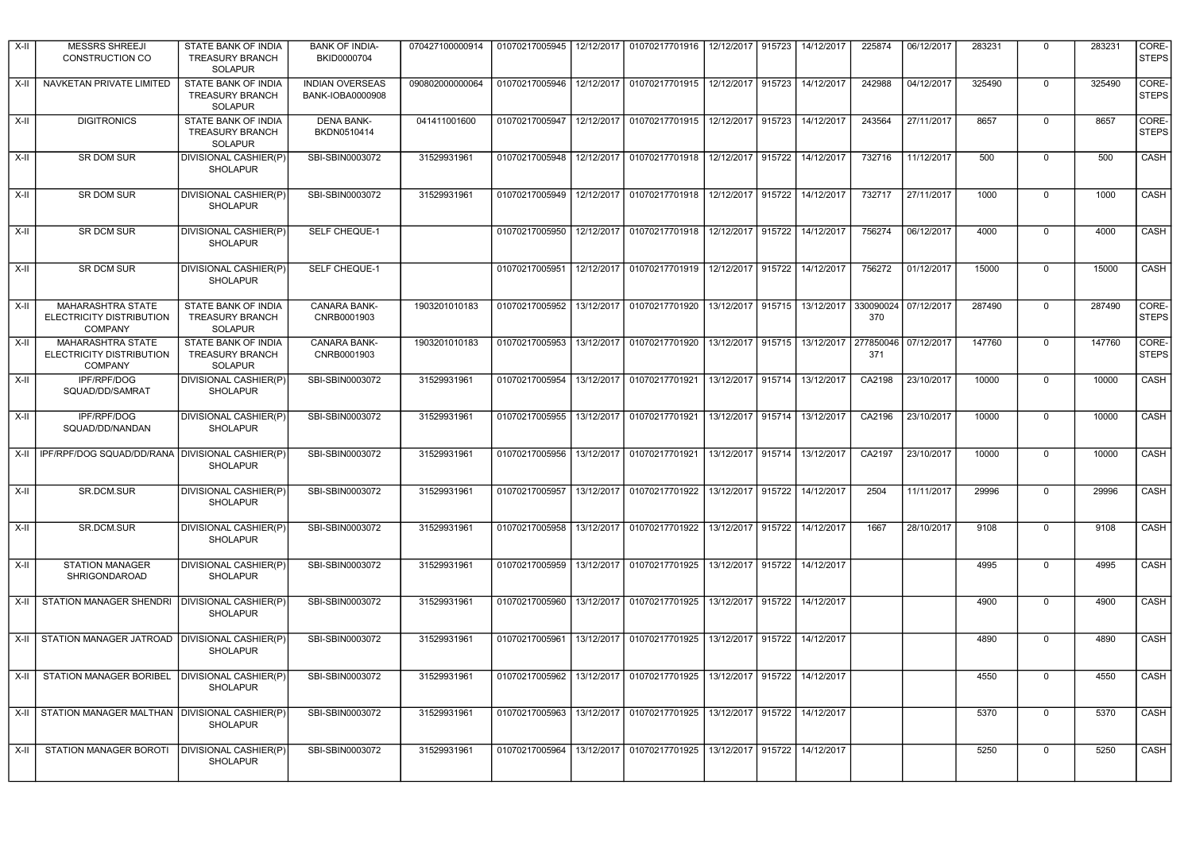| X-II | MESSRS SHREEJI CONSTRUCTION CO | STATE BANK OF INDIA TREASURY BRANCH SOLAPUR | BANK OF INDIA-BKID0000704 | 070427100000914 | 01070217005945 | 12/12/2017 | 01070217701916 | 12/12/2017 | 915723 | 14/12/2017 | 225874 | 06/12/2017 | 283231 | 0 | 283231 | CORE-STEPS |
|---|---|---|---|---|---|---|---|---|---|---|---|---|---|---|---|---|
| X-II | NAVKETAN PRIVATE LIMITED | STATE BANK OF INDIA TREASURY BRANCH SOLAPUR | INDIAN OVERSEAS BANK-IOBA0000908 | 090802000000064 | 01070217005946 | 12/12/2017 | 01070217701915 | 12/12/2017 | 915723 | 14/12/2017 | 242988 | 04/12/2017 | 325490 | 0 | 325490 | CORE-STEPS |
| X-II | DIGITRONICS | STATE BANK OF INDIA TREASURY BRANCH SOLAPUR | DENA BANK-BKDN0510414 | 041411001600 | 01070217005947 | 12/12/2017 | 01070217701915 | 12/12/2017 | 915723 | 14/12/2017 | 243564 | 27/11/2017 | 8657 | 0 | 8657 | CORE-STEPS |
| X-II | SR DOM SUR | DIVISIONAL CASHIER(P) SHOLAPUR | SBI-SBIN0003072 | 31529931961 | 01070217005948 | 12/12/2017 | 01070217701918 | 12/12/2017 | 915722 | 14/12/2017 | 732716 | 11/12/2017 | 500 | 0 | 500 | CASH |
| X-II | SR DOM SUR | DIVISIONAL CASHIER(P) SHOLAPUR | SBI-SBIN0003072 | 31529931961 | 01070217005949 | 12/12/2017 | 01070217701918 | 12/12/2017 | 915722 | 14/12/2017 | 732717 | 27/11/2017 | 1000 | 0 | 1000 | CASH |
| X-II | SR DCM SUR | DIVISIONAL CASHIER(P) SHOLAPUR | SELF CHEQUE-1 | | 01070217005950 | 12/12/2017 | 01070217701918 | 12/12/2017 | 915722 | 14/12/2017 | 756274 | 06/12/2017 | 4000 | 0 | 4000 | CASH |
| X-II | SR DCM SUR | DIVISIONAL CASHIER(P) SHOLAPUR | SELF CHEQUE-1 | | 01070217005951 | 12/12/2017 | 01070217701919 | 12/12/2017 | 915722 | 14/12/2017 | 756272 | 01/12/2017 | 15000 | 0 | 15000 | CASH |
| X-II | MAHARASHTRA STATE ELECTRICITY DISTRIBUTION COMPANY | STATE BANK OF INDIA TREASURY BRANCH SOLAPUR | CANARA BANK-CNRB0001903 | 1903201010183 | 01070217005952 | 13/12/2017 | 01070217701920 | 13/12/2017 | 915715 | 13/12/2017 | 330090024370 | 07/12/2017 | 287490 | 0 | 287490 | CORE-STEPS |
| X-II | MAHARASHTRA STATE ELECTRICITY DISTRIBUTION COMPANY | STATE BANK OF INDIA TREASURY BRANCH SOLAPUR | CANARA BANK-CNRB0001903 | 1903201010183 | 01070217005953 | 13/12/2017 | 01070217701920 | 13/12/2017 | 915715 | 13/12/2017 | 277850046371 | 07/12/2017 | 147760 | 0 | 147760 | CORE-STEPS |
| X-II | IPF/RPF/DOG SQUAD/DD/SAMRAT | DIVISIONAL CASHIER(P) SHOLAPUR | SBI-SBIN0003072 | 31529931961 | 01070217005954 | 13/12/2017 | 01070217701921 | 13/12/2017 | 915714 | 13/12/2017 | CA2198 | 23/10/2017 | 10000 | 0 | 10000 | CASH |
| X-II | IPF/RPF/DOG SQUAD/DD/NANDAN | DIVISIONAL CASHIER(P) SHOLAPUR | SBI-SBIN0003072 | 31529931961 | 01070217005955 | 13/12/2017 | 01070217701921 | 13/12/2017 | 915714 | 13/12/2017 | CA2196 | 23/10/2017 | 10000 | 0 | 10000 | CASH |
| X-II | IPF/RPF/DOG SQUAD/DD/RANA | DIVISIONAL CASHIER(P) SHOLAPUR | SBI-SBIN0003072 | 31529931961 | 01070217005956 | 13/12/2017 | 01070217701921 | 13/12/2017 | 915714 | 13/12/2017 | CA2197 | 23/10/2017 | 10000 | 0 | 10000 | CASH |
| X-II | SR.DCM.SUR | DIVISIONAL CASHIER(P) SHOLAPUR | SBI-SBIN0003072 | 31529931961 | 01070217005957 | 13/12/2017 | 01070217701922 | 13/12/2017 | 915722 | 14/12/2017 | 2504 | 11/11/2017 | 29996 | 0 | 29996 | CASH |
| X-II | SR.DCM.SUR | DIVISIONAL CASHIER(P) SHOLAPUR | SBI-SBIN0003072 | 31529931961 | 01070217005958 | 13/12/2017 | 01070217701922 | 13/12/2017 | 915722 | 14/12/2017 | 1667 | 28/10/2017 | 9108 | 0 | 9108 | CASH |
| X-II | STATION MANAGER SHRIGONDAROAD | DIVISIONAL CASHIER(P) SHOLAPUR | SBI-SBIN0003072 | 31529931961 | 01070217005959 | 13/12/2017 | 01070217701925 | 13/12/2017 | 915722 | 14/12/2017 | | | 4995 | 0 | 4995 | CASH |
| X-II | STATION MANAGER SHENDRI | DIVISIONAL CASHIER(P) SHOLAPUR | SBI-SBIN0003072 | 31529931961 | 01070217005960 | 13/12/2017 | 01070217701925 | 13/12/2017 | 915722 | 14/12/2017 | | | 4900 | 0 | 4900 | CASH |
| X-II | STATION MANAGER JATROAD | DIVISIONAL CASHIER(P) SHOLAPUR | SBI-SBIN0003072 | 31529931961 | 01070217005961 | 13/12/2017 | 01070217701925 | 13/12/2017 | 915722 | 14/12/2017 | | | 4890 | 0 | 4890 | CASH |
| X-II | STATION MANAGER BORIBEL | DIVISIONAL CASHIER(P) SHOLAPUR | SBI-SBIN0003072 | 31529931961 | 01070217005962 | 13/12/2017 | 01070217701925 | 13/12/2017 | 915722 | 14/12/2017 | | | 4550 | 0 | 4550 | CASH |
| X-II | STATION MANAGER MALTHAN | DIVISIONAL CASHIER(P) SHOLAPUR | SBI-SBIN0003072 | 31529931961 | 01070217005963 | 13/12/2017 | 01070217701925 | 13/12/2017 | 915722 | 14/12/2017 | | | 5370 | 0 | 5370 | CASH |
| X-II | STATION MANAGER BOROTI | DIVISIONAL CASHIER(P) SHOLAPUR | SBI-SBIN0003072 | 31529931961 | 01070217005964 | 13/12/2017 | 01070217701925 | 13/12/2017 | 915722 | 14/12/2017 | | | 5250 | 0 | 5250 | CASH |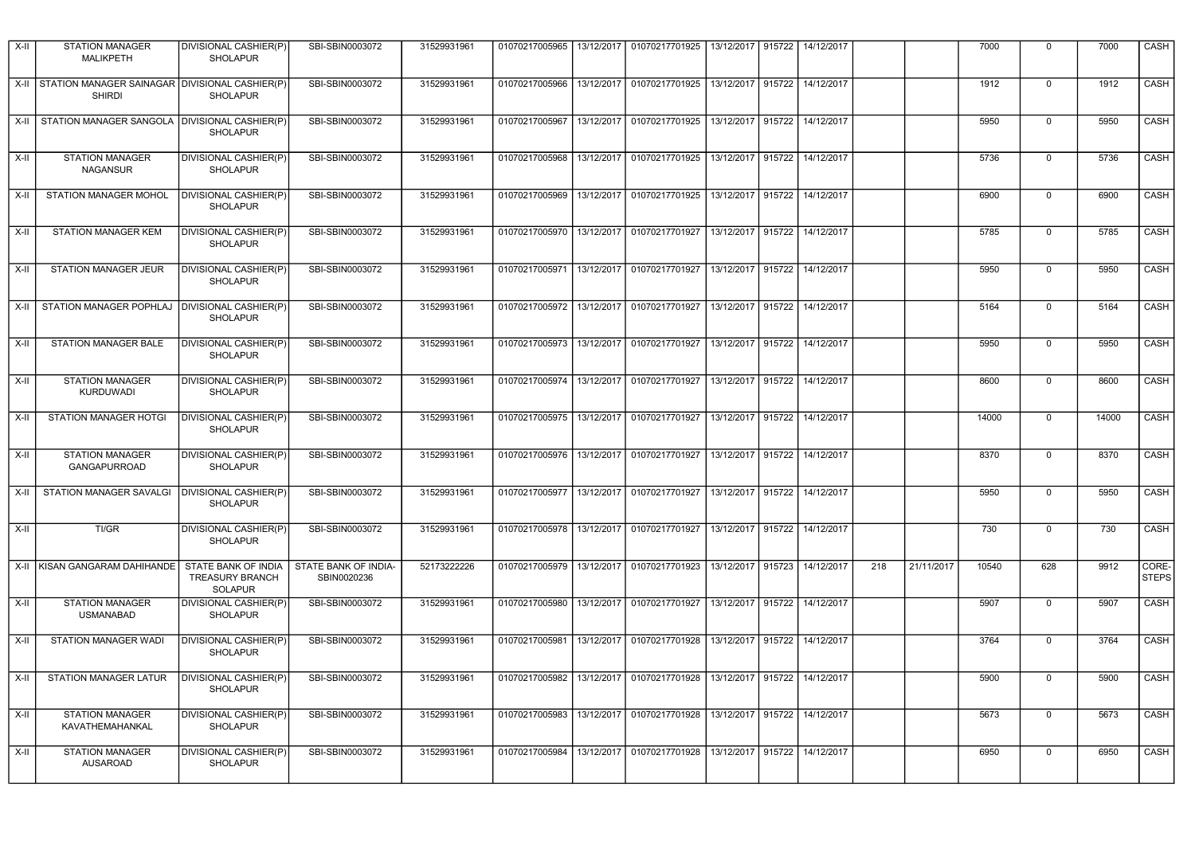| X-II | STATION MANAGER MALIKPETH | DIVISIONAL CASHIER(P) SHOLAPUR | SBI-SBIN0003072 | 31529931961 | 01070217005965 | 13/12/2017 | 01070217701925 | 13/12/2017 | 915722 | 14/12/2017 | | | 7000 | 0 | 7000 | CASH |
|---|---|---|---|---|---|---|---|---|---|---|---|---|---|---|---|---|
| X-II | STATION MANAGER SAINAGAR SHIRDI | DIVISIONAL CASHIER(P) SHOLAPUR | SBI-SBIN0003072 | 31529931961 | 01070217005966 | 13/12/2017 | 01070217701925 | 13/12/2017 | 915722 | 14/12/2017 | | | 1912 | 0 | 1912 | CASH |
| X-II | STATION MANAGER SANGOLA | DIVISIONAL CASHIER(P) SHOLAPUR | SBI-SBIN0003072 | 31529931961 | 01070217005967 | 13/12/2017 | 01070217701925 | 13/12/2017 | 915722 | 14/12/2017 | | | 5950 | 0 | 5950 | CASH |
| X-II | STATION MANAGER NAGANSUR | DIVISIONAL CASHIER(P) SHOLAPUR | SBI-SBIN0003072 | 31529931961 | 01070217005968 | 13/12/2017 | 01070217701925 | 13/12/2017 | 915722 | 14/12/2017 | | | 5736 | 0 | 5736 | CASH |
| X-II | STATION MANAGER MOHOL | DIVISIONAL CASHIER(P) SHOLAPUR | SBI-SBIN0003072 | 31529931961 | 01070217005969 | 13/12/2017 | 01070217701925 | 13/12/2017 | 915722 | 14/12/2017 | | | 6900 | 0 | 6900 | CASH |
| X-II | STATION MANAGER KEM | DIVISIONAL CASHIER(P) SHOLAPUR | SBI-SBIN0003072 | 31529931961 | 01070217005970 | 13/12/2017 | 01070217701927 | 13/12/2017 | 915722 | 14/12/2017 | | | 5785 | 0 | 5785 | CASH |
| X-II | STATION MANAGER JEUR | DIVISIONAL CASHIER(P) SHOLAPUR | SBI-SBIN0003072 | 31529931961 | 01070217005971 | 13/12/2017 | 01070217701927 | 13/12/2017 | 915722 | 14/12/2017 | | | 5950 | 0 | 5950 | CASH |
| X-II | STATION MANAGER POPHLAJ | DIVISIONAL CASHIER(P) SHOLAPUR | SBI-SBIN0003072 | 31529931961 | 01070217005972 | 13/12/2017 | 01070217701927 | 13/12/2017 | 915722 | 14/12/2017 | | | 5164 | 0 | 5164 | CASH |
| X-II | STATION MANAGER BALE | DIVISIONAL CASHIER(P) SHOLAPUR | SBI-SBIN0003072 | 31529931961 | 01070217005973 | 13/12/2017 | 01070217701927 | 13/12/2017 | 915722 | 14/12/2017 | | | 5950 | 0 | 5950 | CASH |
| X-II | STATION MANAGER KURDUWADI | DIVISIONAL CASHIER(P) SHOLAPUR | SBI-SBIN0003072 | 31529931961 | 01070217005974 | 13/12/2017 | 01070217701927 | 13/12/2017 | 915722 | 14/12/2017 | | | 8600 | 0 | 8600 | CASH |
| X-II | STATION MANAGER HOTGI | DIVISIONAL CASHIER(P) SHOLAPUR | SBI-SBIN0003072 | 31529931961 | 01070217005975 | 13/12/2017 | 01070217701927 | 13/12/2017 | 915722 | 14/12/2017 | | | 14000 | 0 | 14000 | CASH |
| X-II | STATION MANAGER GANGAPURROAD | DIVISIONAL CASHIER(P) SHOLAPUR | SBI-SBIN0003072 | 31529931961 | 01070217005976 | 13/12/2017 | 01070217701927 | 13/12/2017 | 915722 | 14/12/2017 | | | 8370 | 0 | 8370 | CASH |
| X-II | STATION MANAGER SAVALGI | DIVISIONAL CASHIER(P) SHOLAPUR | SBI-SBIN0003072 | 31529931961 | 01070217005977 | 13/12/2017 | 01070217701927 | 13/12/2017 | 915722 | 14/12/2017 | | | 5950 | 0 | 5950 | CASH |
| X-II | TI/GR | DIVISIONAL CASHIER(P) SHOLAPUR | SBI-SBIN0003072 | 31529931961 | 01070217005978 | 13/12/2017 | 01070217701927 | 13/12/2017 | 915722 | 14/12/2017 | | | 730 | 0 | 730 | CASH |
| X-II | KISAN GANGARAM DAHIHANDE | STATE BANK OF INDIA TREASURY BRANCH SOLAPUR | STATE BANK OF INDIA-SBIN0020236 | 52173222226 | 01070217005979 | 13/12/2017 | 01070217701923 | 13/12/2017 | 915723 | 14/12/2017 | 218 | 21/11/2017 | 10540 | 628 | 9912 | CORE-STEPS |
| X-II | STATION MANAGER USMANABAD | DIVISIONAL CASHIER(P) SHOLAPUR | SBI-SBIN0003072 | 31529931961 | 01070217005980 | 13/12/2017 | 01070217701927 | 13/12/2017 | 915722 | 14/12/2017 | | | 5907 | 0 | 5907 | CASH |
| X-II | STATION MANAGER WADI | DIVISIONAL CASHIER(P) SHOLAPUR | SBI-SBIN0003072 | 31529931961 | 01070217005981 | 13/12/2017 | 01070217701928 | 13/12/2017 | 915722 | 14/12/2017 | | | 3764 | 0 | 3764 | CASH |
| X-II | STATION MANAGER LATUR | DIVISIONAL CASHIER(P) SHOLAPUR | SBI-SBIN0003072 | 31529931961 | 01070217005982 | 13/12/2017 | 01070217701928 | 13/12/2017 | 915722 | 14/12/2017 | | | 5900 | 0 | 5900 | CASH |
| X-II | STATION MANAGER KAVATHEMAHANKAL | DIVISIONAL CASHIER(P) SHOLAPUR | SBI-SBIN0003072 | 31529931961 | 01070217005983 | 13/12/2017 | 01070217701928 | 13/12/2017 | 915722 | 14/12/2017 | | | 5673 | 0 | 5673 | CASH |
| X-II | STATION MANAGER AUSAROAD | DIVISIONAL CASHIER(P) SHOLAPUR | SBI-SBIN0003072 | 31529931961 | 01070217005984 | 13/12/2017 | 01070217701928 | 13/12/2017 | 915722 | 14/12/2017 | | | 6950 | 0 | 6950 | CASH |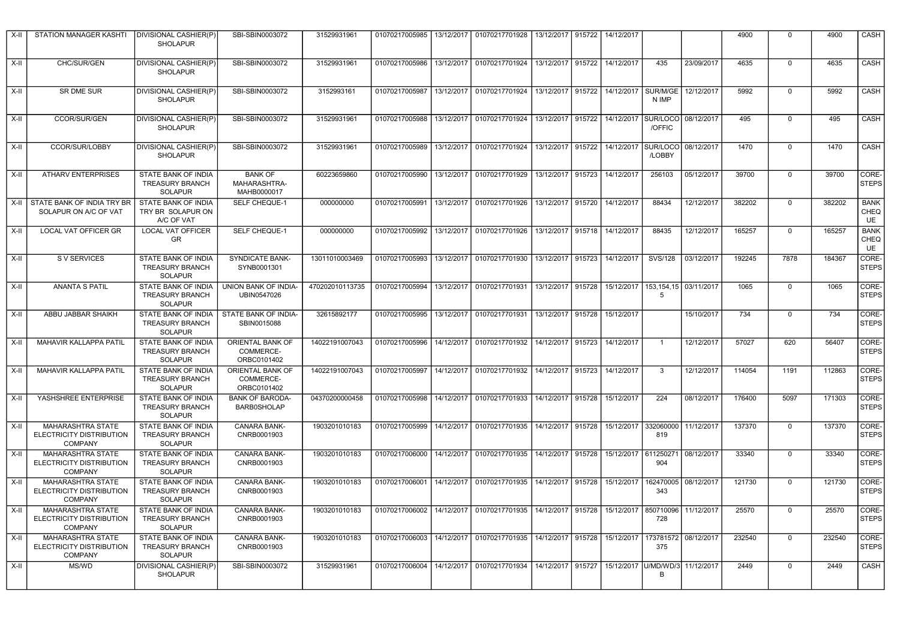| X-II | STATION MANAGER KASHTI | DIVISIONAL CASHIER(P) SHOLAPUR | SBI-SBIN0003072 | 31529931961 | 01070217005985 | 13/12/2017 | 01070217701928 | 13/12/2017 | 915722 | 14/12/2017 | | | 4900 | 0 | 4900 | CASH |
|---|---|---|---|---|---|---|---|---|---|---|---|---|---|---|---|---|
| X-II | CHC/SUR/GEN | DIVISIONAL CASHIER(P) SHOLAPUR | SBI-SBIN0003072 | 31529931961 | 01070217005986 | 13/12/2017 | 01070217701924 | 13/12/2017 | 915722 | 14/12/2017 | 435 | 23/09/2017 | 4635 | 0 | 4635 | CASH |
| X-II | SR DME SUR | DIVISIONAL CASHIER(P) SHOLAPUR | SBI-SBIN0003072 | 3152993161 | 01070217005987 | 13/12/2017 | 01070217701924 | 13/12/2017 | 915722 | 14/12/2017 | SUR/M/GEN IMP | 12/12/2017 | 5992 | 0 | 5992 | CASH |
| X-II | CCOR/SUR/GEN | DIVISIONAL CASHIER(P) SHOLAPUR | SBI-SBIN0003072 | 31529931961 | 01070217005988 | 13/12/2017 | 01070217701924 | 13/12/2017 | 915722 | 14/12/2017 | SUR/LOCO/OFFIC | 08/12/2017 | 495 | 0 | 495 | CASH |
| X-II | CCOR/SUR/LOBBY | DIVISIONAL CASHIER(P) SHOLAPUR | SBI-SBIN0003072 | 31529931961 | 01070217005989 | 13/12/2017 | 01070217701924 | 13/12/2017 | 915722 | 14/12/2017 | SUR/LOCO/LOBBY | 08/12/2017 | 1470 | 0 | 1470 | CASH |
| X-II | ATHARV ENTERPRISES | STATE BANK OF INDIA TREASURY BRANCH SOLAPUR | BANK OF MAHARASHTRA-MAHB0000017 | 60223659860 | 01070217005990 | 13/12/2017 | 01070217701929 | 13/12/2017 | 915723 | 14/12/2017 | 256103 | 05/12/2017 | 39700 | 0 | 39700 | CORE-STEPS |
| X-II | STATE BANK OF INDIA TRY BR SOLAPUR ON A/C OF VAT | STATE BANK OF INDIA TRY BR SOLAPUR ON A/C OF VAT | SELF CHEQUE-1 | 000000000 | 01070217005991 | 13/12/2017 | 01070217701926 | 13/12/2017 | 915720 | 14/12/2017 | 88434 | 12/12/2017 | 382202 | 0 | 382202 | BANK CHEQUE |
| X-II | LOCAL VAT OFFICER GR | LOCAL VAT OFFICER GR | SELF CHEQUE-1 | 000000000 | 01070217005992 | 13/12/2017 | 01070217701926 | 13/12/2017 | 915718 | 14/12/2017 | 88435 | 12/12/2017 | 165257 | 0 | 165257 | BANK CHEQUE |
| X-II | S V SERVICES | STATE BANK OF INDIA TREASURY BRANCH SOLAPUR | SYNDICATE BANK-SYNB0001301 | 13011010003469 | 01070217005993 | 13/12/2017 | 01070217701930 | 13/12/2017 | 915723 | 14/12/2017 | SVS/128 | 03/12/2017 | 192245 | 7878 | 184367 | CORE-STEPS |
| X-II | ANANTA S PATIL | STATE BANK OF INDIA TREASURY BRANCH SOLAPUR | UNION BANK OF INDIA-UBIN0547026 | 470202010113735 | 01070217005994 | 13/12/2017 | 01070217701931 | 13/12/2017 | 915728 | 15/12/2017 | 153,154,155 | 03/11/2017 | 1065 | 0 | 1065 | CORE-STEPS |
| X-II | ABBU JABBAR SHAIKH | STATE BANK OF INDIA TREASURY BRANCH SOLAPUR | STATE BANK OF INDIA-SBIN0015088 | 32615892177 | 01070217005995 | 13/12/2017 | 01070217701931 | 13/12/2017 | 915728 | 15/12/2017 | | 15/10/2017 | 734 | 0 | 734 | CORE-STEPS |
| X-II | MAHAVIR KALLAPPA PATIL | STATE BANK OF INDIA TREASURY BRANCH SOLAPUR | ORIENTAL BANK OF COMMERCE-ORBC0101402 | 14022191007043 | 01070217005996 | 14/12/2017 | 01070217701932 | 14/12/2017 | 915723 | 14/12/2017 | 1 | 12/12/2017 | 57027 | 620 | 56407 | CORE-STEPS |
| X-II | MAHAVIR KALLAPPA PATIL | STATE BANK OF INDIA TREASURY BRANCH SOLAPUR | ORIENTAL BANK OF COMMERCE-ORBC0101402 | 14022191007043 | 01070217005997 | 14/12/2017 | 01070217701932 | 14/12/2017 | 915723 | 14/12/2017 | 3 | 12/12/2017 | 114054 | 1191 | 112863 | CORE-STEPS |
| X-II | YASHSHREE ENTERPRISE | STATE BANK OF INDIA TREASURY BRANCH SOLAPUR | BANK OF BARODA-BARB0SHOLAP | 04370200000458 | 01070217005998 | 14/12/2017 | 01070217701933 | 14/12/2017 | 915728 | 15/12/2017 | 224 | 08/12/2017 | 176400 | 5097 | 171303 | CORE-STEPS |
| X-II | MAHARASHTRA STATE ELECTRICITY DISTRIBUTION COMPANY | STATE BANK OF INDIA TREASURY BRANCH SOLAPUR | CANARA BANK-CNRB0001903 | 1903201010183 | 01070217005999 | 14/12/2017 | 01070217701935 | 14/12/2017 | 915728 | 15/12/2017 | 332060000819 | 11/12/2017 | 137370 | 0 | 137370 | CORE-STEPS |
| X-II | MAHARASHTRA STATE ELECTRICITY DISTRIBUTION COMPANY | STATE BANK OF INDIA TREASURY BRANCH SOLAPUR | CANARA BANK-CNRB0001903 | 1903201010183 | 01070217006000 | 14/12/2017 | 01070217701935 | 14/12/2017 | 915728 | 15/12/2017 | 611250271904 | 08/12/2017 | 33340 | 0 | 33340 | CORE-STEPS |
| X-II | MAHARASHTRA STATE ELECTRICITY DISTRIBUTION COMPANY | STATE BANK OF INDIA TREASURY BRANCH SOLAPUR | CANARA BANK-CNRB0001903 | 1903201010183 | 01070217006001 | 14/12/2017 | 01070217701935 | 14/12/2017 | 915728 | 15/12/2017 | 162470005343 | 08/12/2017 | 121730 | 0 | 121730 | CORE-STEPS |
| X-II | MAHARASHTRA STATE ELECTRICITY DISTRIBUTION COMPANY | STATE BANK OF INDIA TREASURY BRANCH SOLAPUR | CANARA BANK-CNRB0001903 | 1903201010183 | 01070217006002 | 14/12/2017 | 01070217701935 | 14/12/2017 | 915728 | 15/12/2017 | 850710096728 | 11/12/2017 | 25570 | 0 | 25570 | CORE-STEPS |
| X-II | MAHARASHTRA STATE ELECTRICITY DISTRIBUTION COMPANY | STATE BANK OF INDIA TREASURY BRANCH SOLAPUR | CANARA BANK-CNRB0001903 | 1903201010183 | 01070217006003 | 14/12/2017 | 01070217701935 | 14/12/2017 | 915728 | 15/12/2017 | 173781572375 | 08/12/2017 | 232540 | 0 | 232540 | CORE-STEPS |
| X-II | MS/WD | DIVISIONAL CASHIER(P) SHOLAPUR | SBI-SBIN0003072 | 31529931961 | 01070217006004 | 14/12/2017 | 01070217701934 | 14/12/2017 | 915727 | 15/12/2017 | U/MD/WD/3B | 11/12/2017 | 2449 | 0 | 2449 | CASH |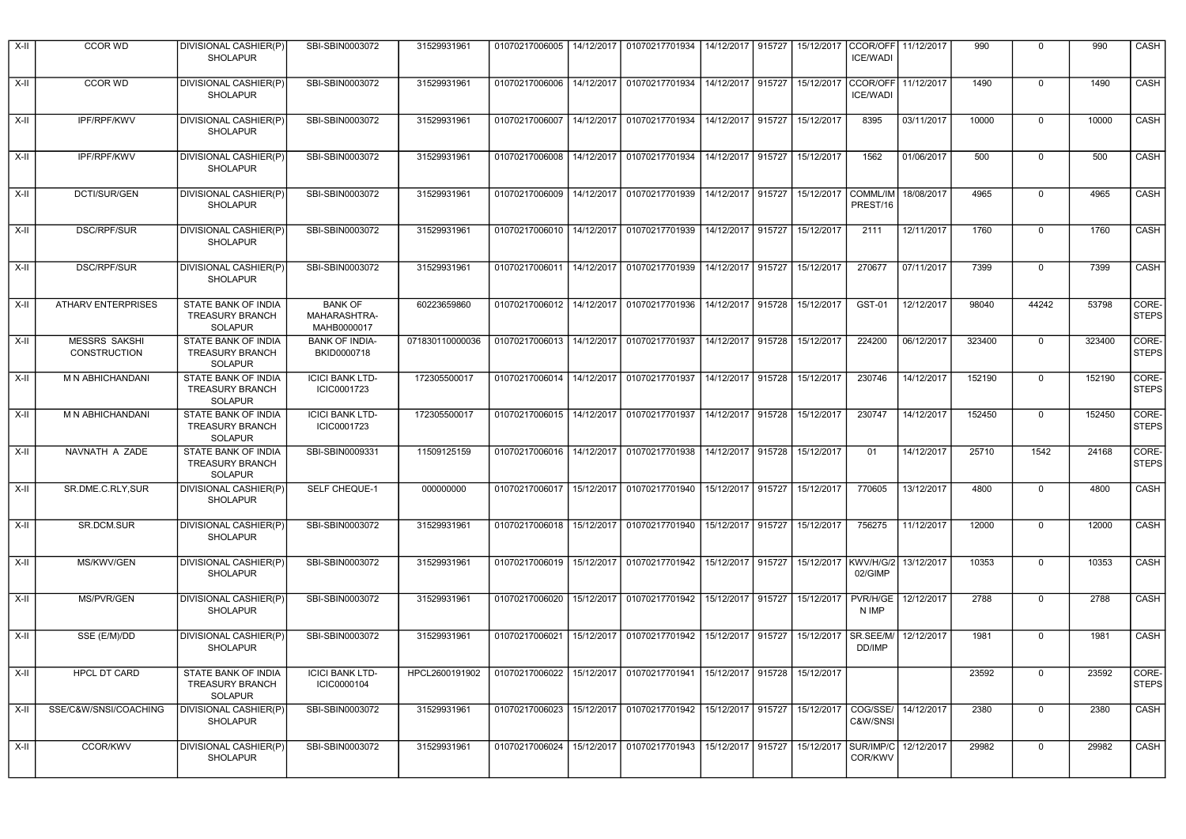| X-II | CCOR WD | DIVISIONAL CASHIER(P) SHOLAPUR | SBI-SBIN0003072 | 31529931961 | 01070217006005 | 14/12/2017 | 01070217701934 | 14/12/2017 | 915727 | 15/12/2017 | CCOR/OFFICE/WADI | 11/12/2017 | 990 | 0 | 990 | CASH |
|---|---|---|---|---|---|---|---|---|---|---|---|---|---|---|---|---|
| X-II | CCOR WD | DIVISIONAL CASHIER(P) SHOLAPUR | SBI-SBIN0003072 | 31529931961 | 01070217006006 | 14/12/2017 | 01070217701934 | 14/12/2017 | 915727 | 15/12/2017 | CCOR/OFFICE/WADI | 11/12/2017 | 1490 | 0 | 1490 | CASH |
| X-II | IPF/RPF/KWV | DIVISIONAL CASHIER(P) SHOLAPUR | SBI-SBIN0003072 | 31529931961 | 01070217006007 | 14/12/2017 | 01070217701934 | 14/12/2017 | 915727 | 15/12/2017 | 8395 | 03/11/2017 | 10000 | 0 | 10000 | CASH |
| X-II | IPF/RPF/KWV | DIVISIONAL CASHIER(P) SHOLAPUR | SBI-SBIN0003072 | 31529931961 | 01070217006008 | 14/12/2017 | 01070217701934 | 14/12/2017 | 915727 | 15/12/2017 | 1562 | 01/06/2017 | 500 | 0 | 500 | CASH |
| X-II | DCTI/SUR/GEN | DIVISIONAL CASHIER(P) SHOLAPUR | SBI-SBIN0003072 | 31529931961 | 01070217006009 | 14/12/2017 | 01070217701939 | 14/12/2017 | 915727 | 15/12/2017 | COMML/IMPREST/16 | 18/08/2017 | 4965 | 0 | 4965 | CASH |
| X-II | DSC/RPF/SUR | DIVISIONAL CASHIER(P) SHOLAPUR | SBI-SBIN0003072 | 31529931961 | 01070217006010 | 14/12/2017 | 01070217701939 | 14/12/2017 | 915727 | 15/12/2017 | 2111 | 12/11/2017 | 1760 | 0 | 1760 | CASH |
| X-II | DSC/RPF/SUR | DIVISIONAL CASHIER(P) SHOLAPUR | SBI-SBIN0003072 | 31529931961 | 01070217006011 | 14/12/2017 | 01070217701939 | 14/12/2017 | 915727 | 15/12/2017 | 270677 | 07/11/2017 | 7399 | 0 | 7399 | CASH |
| X-II | ATHARV ENTERPRISES | STATE BANK OF INDIA TREASURY BRANCH SOLAPUR | BANK OF MAHARASHTRA-MAHB0000017 | 60223659860 | 01070217006012 | 14/12/2017 | 01070217701936 | 14/12/2017 | 915728 | 15/12/2017 | GST-01 | 12/12/2017 | 98040 | 44242 | 53798 | CORE-STEPS |
| X-II | MESSRS SAKSHI CONSTRUCTION | STATE BANK OF INDIA TREASURY BRANCH SOLAPUR | BANK OF INDIA-BKID0000718 | 071830110000036 | 01070217006013 | 14/12/2017 | 01070217701937 | 14/12/2017 | 915728 | 15/12/2017 | 224200 | 06/12/2017 | 323400 | 0 | 323400 | CORE-STEPS |
| X-II | M N ABHICHANDANI | STATE BANK OF INDIA TREASURY BRANCH SOLAPUR | ICICI BANK LTD-ICIC0001723 | 172305500017 | 01070217006014 | 14/12/2017 | 01070217701937 | 14/12/2017 | 915728 | 15/12/2017 | 230746 | 14/12/2017 | 152190 | 0 | 152190 | CORE-STEPS |
| X-II | M N ABHICHANDANI | STATE BANK OF INDIA TREASURY BRANCH SOLAPUR | ICICI BANK LTD-ICIC0001723 | 172305500017 | 01070217006015 | 14/12/2017 | 01070217701937 | 14/12/2017 | 915728 | 15/12/2017 | 230747 | 14/12/2017 | 152450 | 0 | 152450 | CORE-STEPS |
| X-II | NAVNATH A ZADE | STATE BANK OF INDIA TREASURY BRANCH SOLAPUR | SBI-SBIN0009331 | 11509125159 | 01070217006016 | 14/12/2017 | 01070217701938 | 14/12/2017 | 915728 | 15/12/2017 | 01 | 14/12/2017 | 25710 | 1542 | 24168 | CORE-STEPS |
| X-II | SR.DME.C.RLY,SUR | DIVISIONAL CASHIER(P) SHOLAPUR | SELF CHEQUE-1 | 000000000 | 01070217006017 | 15/12/2017 | 01070217701940 | 15/12/2017 | 915727 | 15/12/2017 | 770605 | 13/12/2017 | 4800 | 0 | 4800 | CASH |
| X-II | SR.DCM.SUR | DIVISIONAL CASHIER(P) SHOLAPUR | SBI-SBIN0003072 | 31529931961 | 01070217006018 | 15/12/2017 | 01070217701940 | 15/12/2017 | 915727 | 15/12/2017 | 756275 | 11/12/2017 | 12000 | 0 | 12000 | CASH |
| X-II | MS/KWV/GEN | DIVISIONAL CASHIER(P) SHOLAPUR | SBI-SBIN0003072 | 31529931961 | 01070217006019 | 15/12/2017 | 01070217701942 | 15/12/2017 | 915727 | 15/12/2017 | KWV/H/G/202/GIMP | 13/12/2017 | 10353 | 0 | 10353 | CASH |
| X-II | MS/PVR/GEN | DIVISIONAL CASHIER(P) SHOLAPUR | SBI-SBIN0003072 | 31529931961 | 01070217006020 | 15/12/2017 | 01070217701942 | 15/12/2017 | 915727 | 15/12/2017 | PVR/H/GEN IMP | 12/12/2017 | 2788 | 0 | 2788 | CASH |
| X-II | SSE (E/M)/DD | DIVISIONAL CASHIER(P) SHOLAPUR | SBI-SBIN0003072 | 31529931961 | 01070217006021 | 15/12/2017 | 01070217701942 | 15/12/2017 | 915727 | 15/12/2017 | SR.SEE/M/DD/IMP | 12/12/2017 | 1981 | 0 | 1981 | CASH |
| X-II | HPCL DT CARD | STATE BANK OF INDIA TREASURY BRANCH SOLAPUR | ICICI BANK LTD-ICIC0000104 | HPCL2600191902 | 01070217006022 | 15/12/2017 | 01070217701941 | 15/12/2017 | 915728 | 15/12/2017 | | | 23592 | 0 | 23592 | CORE-STEPS |
| X-II | SSE/C&W/SNSI/COACHING | DIVISIONAL CASHIER(P) SHOLAPUR | SBI-SBIN0003072 | 31529931961 | 01070217006023 | 15/12/2017 | 01070217701942 | 15/12/2017 | 915727 | 15/12/2017 | COG/SSE/C&W/SNSI | 14/12/2017 | 2380 | 0 | 2380 | CASH |
| X-II | CCOR/KWV | DIVISIONAL CASHIER(P) SHOLAPUR | SBI-SBIN0003072 | 31529931961 | 01070217006024 | 15/12/2017 | 01070217701943 | 15/12/2017 | 915727 | 15/12/2017 | SUR/IMP/CCOR/KWV | 12/12/2017 | 29982 | 0 | 29982 | CASH |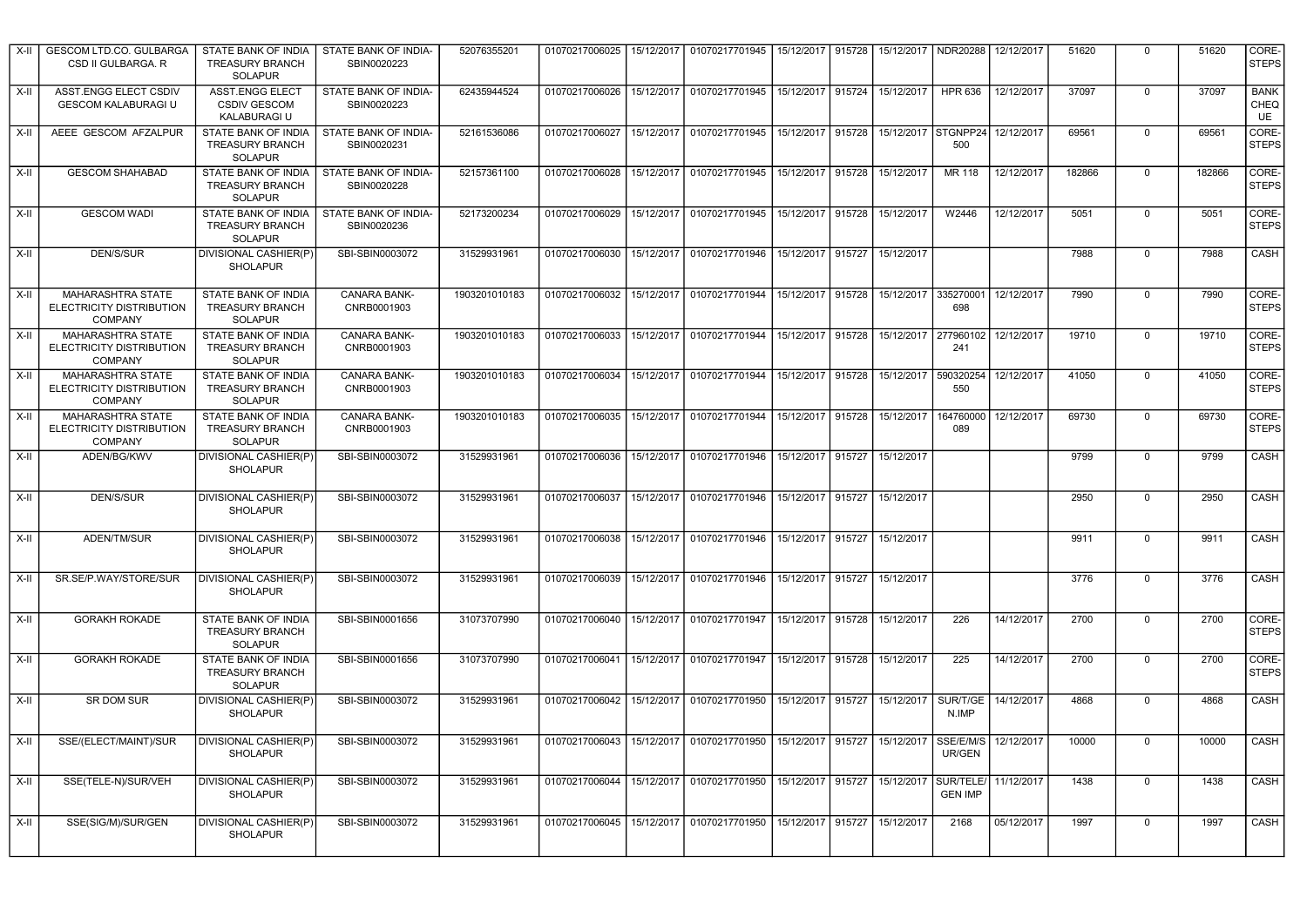| X-II | GESCOM LTD.CO. GULBARGA CSD II GULBARGA. R | STATE BANK OF INDIA TREASURY BRANCH SOLAPUR | STATE BANK OF INDIA-SBIN0020223 | 52076355201 | 01070217006025 | 15/12/2017 | 01070217701945 | 15/12/2017 | 915728 | 15/12/2017 | NDR20288 | 12/12/2017 | 51620 | 0 | 51620 | CORE-STEPS |
|---|---|---|---|---|---|---|---|---|---|---|---|---|---|---|---|---|
| X-II | ASST.ENGG ELECT CSDIV GESCOM KALABURAGI U | ASST.ENGG ELECT CSDIV GESCOM KALABURAGI U | STATE BANK OF INDIA-SBIN0020223 | 62435944524 | 01070217006026 | 15/12/2017 | 01070217701945 | 15/12/2017 | 915724 | 15/12/2017 | HPR 636 | 12/12/2017 | 37097 | 0 | 37097 | BANK CHEQUE |
| X-II | AEEE GESCOM AFZALPUR | STATE BANK OF INDIA TREASURY BRANCH SOLAPUR | STATE BANK OF INDIA-SBIN0020231 | 52161536086 | 01070217006027 | 15/12/2017 | 01070217701945 | 15/12/2017 | 915728 | 15/12/2017 | STGNPP24500 | 12/12/2017 | 69561 | 0 | 69561 | CORE-STEPS |
| X-II | GESCOM SHAHABAD | STATE BANK OF INDIA TREASURY BRANCH SOLAPUR | STATE BANK OF INDIA-SBIN0020228 | 52157361100 | 01070217006028 | 15/12/2017 | 01070217701945 | 15/12/2017 | 915728 | 15/12/2017 | MR 118 | 12/12/2017 | 182866 | 0 | 182866 | CORE-STEPS |
| X-II | GESCOM WADI | STATE BANK OF INDIA TREASURY BRANCH SOLAPUR | STATE BANK OF INDIA-SBIN0020236 | 52173200234 | 01070217006029 | 15/12/2017 | 01070217701945 | 15/12/2017 | 915728 | 15/12/2017 | W2446 | 12/12/2017 | 5051 | 0 | 5051 | CORE-STEPS |
| X-II | DEN/S/SUR | DIVISIONAL CASHIER(P) SHOLAPUR | SBI-SBIN0003072 | 31529931961 | 01070217006030 | 15/12/2017 | 01070217701946 | 15/12/2017 | 915727 | 15/12/2017 | | | 7988 | 0 | 7988 | CASH |
| X-II | MAHARASHTRA STATE ELECTRICITY DISTRIBUTION COMPANY | STATE BANK OF INDIA TREASURY BRANCH SOLAPUR | CANARA BANK-CNRB0001903 | 1903201010183 | 01070217006032 | 15/12/2017 | 01070217701944 | 15/12/2017 | 915728 | 15/12/2017 | 335270001698 | 12/12/2017 | 7990 | 0 | 7990 | CORE-STEPS |
| X-II | MAHARASHTRA STATE ELECTRICITY DISTRIBUTION COMPANY | STATE BANK OF INDIA TREASURY BRANCH SOLAPUR | CANARA BANK-CNRB0001903 | 1903201010183 | 01070217006033 | 15/12/2017 | 01070217701944 | 15/12/2017 | 915728 | 15/12/2017 | 277960102241 | 12/12/2017 | 19710 | 0 | 19710 | CORE-STEPS |
| X-II | MAHARASHTRA STATE ELECTRICITY DISTRIBUTION COMPANY | STATE BANK OF INDIA TREASURY BRANCH SOLAPUR | CANARA BANK-CNRB0001903 | 1903201010183 | 01070217006034 | 15/12/2017 | 01070217701944 | 15/12/2017 | 915728 | 15/12/2017 | 590320254550 | 12/12/2017 | 41050 | 0 | 41050 | CORE-STEPS |
| X-II | MAHARASHTRA STATE ELECTRICITY DISTRIBUTION COMPANY | STATE BANK OF INDIA TREASURY BRANCH SOLAPUR | CANARA BANK-CNRB0001903 | 1903201010183 | 01070217006035 | 15/12/2017 | 01070217701944 | 15/12/2017 | 915728 | 15/12/2017 | 164760000089 | 12/12/2017 | 69730 | 0 | 69730 | CORE-STEPS |
| X-II | ADEN/BG/KWV | DIVISIONAL CASHIER(P) SHOLAPUR | SBI-SBIN0003072 | 31529931961 | 01070217006036 | 15/12/2017 | 01070217701946 | 15/12/2017 | 915727 | 15/12/2017 | | | 9799 | 0 | 9799 | CASH |
| X-II | DEN/S/SUR | DIVISIONAL CASHIER(P) SHOLAPUR | SBI-SBIN0003072 | 31529931961 | 01070217006037 | 15/12/2017 | 01070217701946 | 15/12/2017 | 915727 | 15/12/2017 | | | 2950 | 0 | 2950 | CASH |
| X-II | ADEN/TM/SUR | DIVISIONAL CASHIER(P) SHOLAPUR | SBI-SBIN0003072 | 31529931961 | 01070217006038 | 15/12/2017 | 01070217701946 | 15/12/2017 | 915727 | 15/12/2017 | | | 9911 | 0 | 9911 | CASH |
| X-II | SR.SE/P.WAY/STORE/SUR | DIVISIONAL CASHIER(P) SHOLAPUR | SBI-SBIN0003072 | 31529931961 | 01070217006039 | 15/12/2017 | 01070217701946 | 15/12/2017 | 915727 | 15/12/2017 | | | 3776 | 0 | 3776 | CASH |
| X-II | GORAKH ROKADE | STATE BANK OF INDIA TREASURY BRANCH SOLAPUR | SBI-SBIN0001656 | 31073707990 | 01070217006040 | 15/12/2017 | 01070217701947 | 15/12/2017 | 915728 | 15/12/2017 | 226 | 14/12/2017 | 2700 | 0 | 2700 | CORE-STEPS |
| X-II | GORAKH ROKADE | STATE BANK OF INDIA TREASURY BRANCH SOLAPUR | SBI-SBIN0001656 | 31073707990 | 01070217006041 | 15/12/2017 | 01070217701947 | 15/12/2017 | 915728 | 15/12/2017 | 225 | 14/12/2017 | 2700 | 0 | 2700 | CORE-STEPS |
| X-II | SR DOM SUR | DIVISIONAL CASHIER(P) SHOLAPUR | SBI-SBIN0003072 | 31529931961 | 01070217006042 | 15/12/2017 | 01070217701950 | 15/12/2017 | 915727 | 15/12/2017 | SUR/T/GEN.IMP | 14/12/2017 | 4868 | 0 | 4868 | CASH |
| X-II | SSE/(ELECT/MAINT)/SUR | DIVISIONAL CASHIER(P) SHOLAPUR | SBI-SBIN0003072 | 31529931961 | 01070217006043 | 15/12/2017 | 01070217701950 | 15/12/2017 | 915727 | 15/12/2017 | SSE/E/M/SUR/GEN | 12/12/2017 | 10000 | 0 | 10000 | CASH |
| X-II | SSE(TELE-N)/SUR/VEH | DIVISIONAL CASHIER(P) SHOLAPUR | SBI-SBIN0003072 | 31529931961 | 01070217006044 | 15/12/2017 | 01070217701950 | 15/12/2017 | 915727 | 15/12/2017 | SUR/TELE/GEN IMP | 11/12/2017 | 1438 | 0 | 1438 | CASH |
| X-II | SSE(SIG/M)/SUR/GEN | DIVISIONAL CASHIER(P) SHOLAPUR | SBI-SBIN0003072 | 31529931961 | 01070217006045 | 15/12/2017 | 01070217701950 | 15/12/2017 | 915727 | 15/12/2017 | 2168 | 05/12/2017 | 1997 | 0 | 1997 | CASH |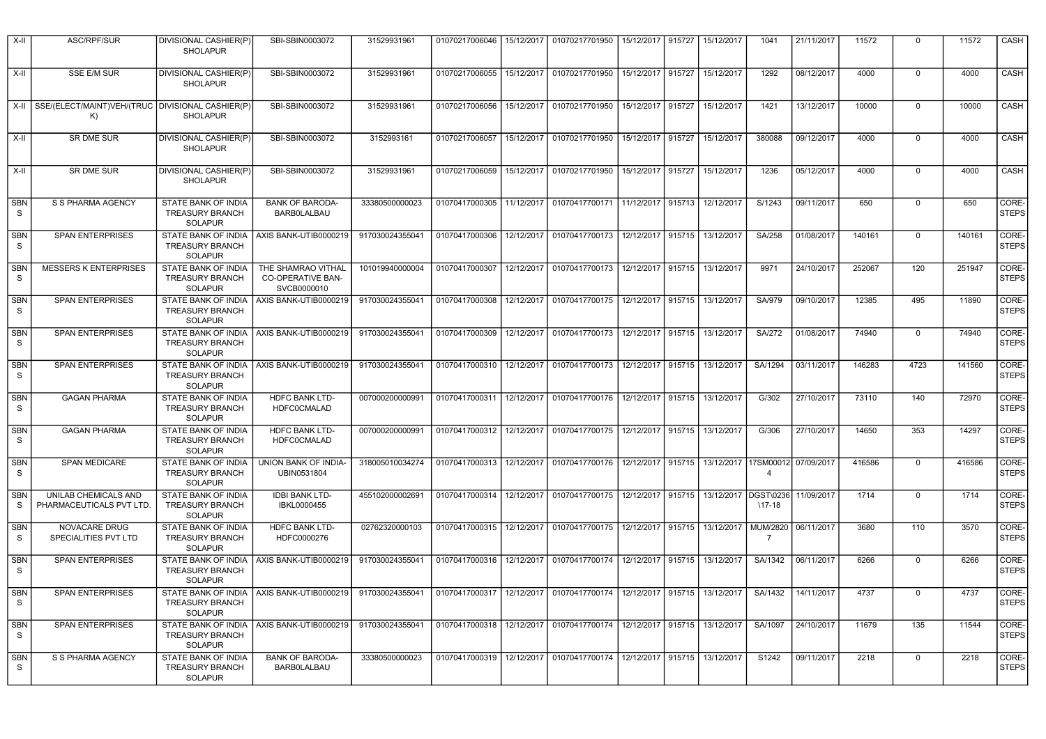| X-II | ASC/RPF/SUR | DIVISIONAL CASHIER(P) SHOLAPUR | SBI-SBIN0003072 | 31529931961 | 01070217006046 | 15/12/2017 | 01070217701950 | 15/12/2017 | 915727 | 15/12/2017 | 1041 | 21/11/2017 | 11572 | 0 | 11572 | CASH |
|---|---|---|---|---|---|---|---|---|---|---|---|---|---|---|---|---|
| X-II | SSE E/M SUR | DIVISIONAL CASHIER(P) SHOLAPUR | SBI-SBIN0003072 | 31529931961 | 01070217006055 | 15/12/2017 | 01070217701950 | 15/12/2017 | 915727 | 15/12/2017 | 1292 | 08/12/2017 | 4000 | 0 | 4000 | CASH |
| X-II | SSE/(ELECT/MAINT)VEH/(TRUCK) | DIVISIONAL CASHIER(P) SHOLAPUR | SBI-SBIN0003072 | 31529931961 | 01070217006056 | 15/12/2017 | 01070217701950 | 15/12/2017 | 915727 | 15/12/2017 | 1421 | 13/12/2017 | 10000 | 0 | 10000 | CASH |
| X-II | SR DME SUR | DIVISIONAL CASHIER(P) SHOLAPUR | SBI-SBIN0003072 | 3152993161 | 01070217006057 | 15/12/2017 | 01070217701950 | 15/12/2017 | 915727 | 15/12/2017 | 380088 | 09/12/2017 | 4000 | 0 | 4000 | CASH |
| X-II | SR DME SUR | DIVISIONAL CASHIER(P) SHOLAPUR | SBI-SBIN0003072 | 31529931961 | 01070217006059 | 15/12/2017 | 01070217701950 | 15/12/2017 | 915727 | 15/12/2017 | 1236 | 05/12/2017 | 4000 | 0 | 4000 | CASH |
| SBNS | S S PHARMA AGENCY | STATE BANK OF INDIA TREASURY BRANCH SOLAPUR | BANK OF BARODA-BARB0LALBAU | 33380500000023 | 01070417000305 | 11/12/2017 | 01070417700171 | 11/12/2017 | 915713 | 12/12/2017 | S/1243 | 09/11/2017 | 650 | 0 | 650 | CORE-STEPS |
| SBNS | SPAN ENTERPRISES | STATE BANK OF INDIA TREASURY BRANCH SOLAPUR | AXIS BANK-UTIB0000219 | 917030024355041 | 01070417000306 | 12/12/2017 | 01070417700173 | 12/12/2017 | 915715 | 13/12/2017 | SA/258 | 01/08/2017 | 140161 | 0 | 140161 | CORE-STEPS |
| SBNS | MESSERS K ENTERPRISES | STATE BANK OF INDIA TREASURY BRANCH SOLAPUR | THE SHAMRAO VITHAL CO-OPERATIVE BAN-SVCB0000010 | 101019940000004 | 01070417000307 | 12/12/2017 | 01070417700173 | 12/12/2017 | 915715 | 13/12/2017 | 9971 | 24/10/2017 | 252067 | 120 | 251947 | CORE-STEPS |
| SBNS | SPAN ENTERPRISES | STATE BANK OF INDIA TREASURY BRANCH SOLAPUR | AXIS BANK-UTIB0000219 | 917030024355041 | 01070417000308 | 12/12/2017 | 01070417700175 | 12/12/2017 | 915715 | 13/12/2017 | SA/979 | 09/10/2017 | 12385 | 495 | 11890 | CORE-STEPS |
| SBNS | SPAN ENTERPRISES | STATE BANK OF INDIA TREASURY BRANCH SOLAPUR | AXIS BANK-UTIB0000219 | 917030024355041 | 01070417000309 | 12/12/2017 | 01070417700173 | 12/12/2017 | 915715 | 13/12/2017 | SA/272 | 01/08/2017 | 74940 | 0 | 74940 | CORE-STEPS |
| SBNS | SPAN ENTERPRISES | STATE BANK OF INDIA TREASURY BRANCH SOLAPUR | AXIS BANK-UTIB0000219 | 917030024355041 | 01070417000310 | 12/12/2017 | 01070417700173 | 12/12/2017 | 915715 | 13/12/2017 | SA/1294 | 03/11/2017 | 146283 | 4723 | 141560 | CORE-STEPS |
| SBNS | GAGAN PHARMA | STATE BANK OF INDIA TREASURY BRANCH SOLAPUR | HDFC BANK LTD-HDFC0CMALAD | 007000200000991 | 01070417000311 | 12/12/2017 | 01070417700176 | 12/12/2017 | 915715 | 13/12/2017 | G/302 | 27/10/2017 | 73110 | 140 | 72970 | CORE-STEPS |
| SBNS | GAGAN PHARMA | STATE BANK OF INDIA TREASURY BRANCH SOLAPUR | HDFC BANK LTD-HDFC0CMALAD | 007000200000991 | 01070417000312 | 12/12/2017 | 01070417700175 | 12/12/2017 | 915715 | 13/12/2017 | G/306 | 27/10/2017 | 14650 | 353 | 14297 | CORE-STEPS |
| SBNS | SPAN MEDICARE | STATE BANK OF INDIA TREASURY BRANCH SOLAPUR | UNION BANK OF INDIA-UBIN0531804 | 318005010034274 | 01070417000313 | 12/12/2017 | 01070417700176 | 12/12/2017 | 915715 | 13/12/2017 | 17SM000124 | 07/09/2017 | 416586 | 0 | 416586 | CORE-STEPS |
| SBNS | UNILAB CHEMICALS AND PHARMACEUTICALS PVT LTD. | STATE BANK OF INDIA TREASURY BRANCH SOLAPUR | IDBI BANK LTD-IBKL0000455 | 455102000002691 | 01070417000314 | 12/12/2017 | 01070417700175 | 12/12/2017 | 915715 | 13/12/2017 | DGST\0236\17-18 | 11/09/2017 | 1714 | 0 | 1714 | CORE-STEPS |
| SBNS | NOVACARE DRUG SPECIALITIES PVT LTD | STATE BANK OF INDIA TREASURY BRANCH SOLAPUR | HDFC BANK LTD-HDFC0000276 | 02762320000103 | 01070417000315 | 12/12/2017 | 01070417700175 | 12/12/2017 | 915715 | 13/12/2017 | MUM/28207 | 06/11/2017 | 3680 | 110 | 3570 | CORE-STEPS |
| SBNS | SPAN ENTERPRISES | STATE BANK OF INDIA TREASURY BRANCH SOLAPUR | AXIS BANK-UTIB0000219 | 917030024355041 | 01070417000316 | 12/12/2017 | 01070417700174 | 12/12/2017 | 915715 | 13/12/2017 | SA/1342 | 06/11/2017 | 6266 | 0 | 6266 | CORE-STEPS |
| SBNS | SPAN ENTERPRISES | STATE BANK OF INDIA TREASURY BRANCH SOLAPUR | AXIS BANK-UTIB0000219 | 917030024355041 | 01070417000317 | 12/12/2017 | 01070417700174 | 12/12/2017 | 915715 | 13/12/2017 | SA/1432 | 14/11/2017 | 4737 | 0 | 4737 | CORE-STEPS |
| SBNS | SPAN ENTERPRISES | STATE BANK OF INDIA TREASURY BRANCH SOLAPUR | AXIS BANK-UTIB0000219 | 917030024355041 | 01070417000318 | 12/12/2017 | 01070417700174 | 12/12/2017 | 915715 | 13/12/2017 | SA/1097 | 24/10/2017 | 11679 | 135 | 11544 | CORE-STEPS |
| SBNS | S S PHARMA AGENCY | STATE BANK OF INDIA TREASURY BRANCH SOLAPUR | BANK OF BARODA-BARB0LALBAU | 33380500000023 | 01070417000319 | 12/12/2017 | 01070417700174 | 12/12/2017 | 915715 | 13/12/2017 | S1242 | 09/11/2017 | 2218 | 0 | 2218 | CORE-STEPS |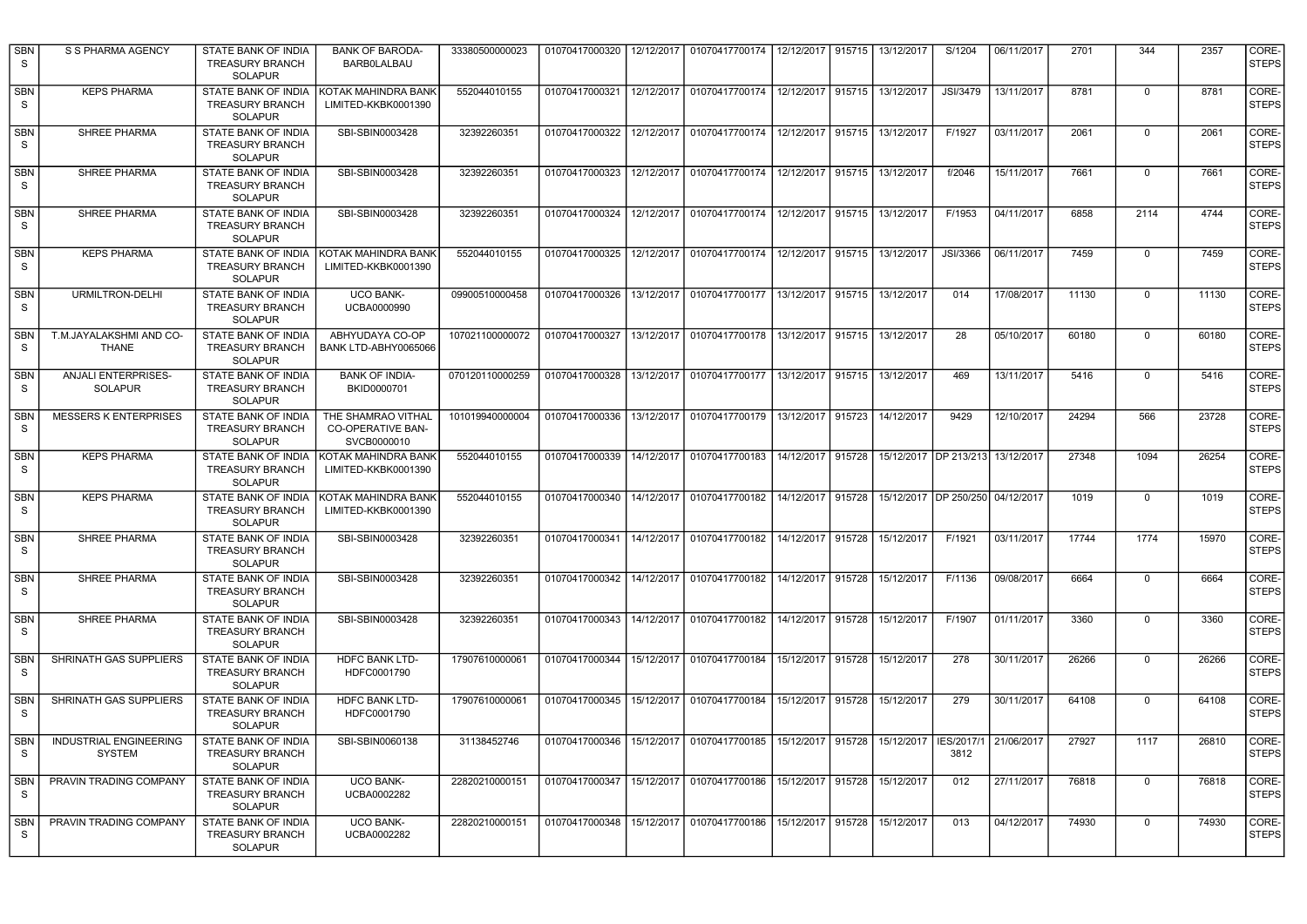| SBN S | S S PHARMA AGENCY | STATE BANK OF INDIA TREASURY BRANCH SOLAPUR | BANK OF BARODA-BARB0LALBAU | 33380500000023 | 01070417000320 | 12/12/2017 | 01070417700174 | 12/12/2017 | 915715 | 13/12/2017 | S/1204 | 06/11/2017 | 2701 | 344 | 2357 | CORE-STEPS |
|---|---|---|---|---|---|---|---|---|---|---|---|---|---|---|---|---|
| SBN S | KEPS PHARMA | STATE BANK OF INDIA TREASURY BRANCH SOLAPUR | KOTAK MAHINDRA BANK LIMITED-KKBK0001390 | 552044010155 | 01070417000321 | 12/12/2017 | 01070417700174 | 12/12/2017 | 915715 | 13/12/2017 | JSI/3479 | 13/11/2017 | 8781 | 0 | 8781 | CORE-STEPS |
| SBN S | SHREE PHARMA | STATE BANK OF INDIA TREASURY BRANCH SOLAPUR | SBI-SBIN0003428 | 32392260351 | 01070417000322 | 12/12/2017 | 01070417700174 | 12/12/2017 | 915715 | 13/12/2017 | F/1927 | 03/11/2017 | 2061 | 0 | 2061 | CORE-STEPS |
| SBN S | SHREE PHARMA | STATE BANK OF INDIA TREASURY BRANCH SOLAPUR | SBI-SBIN0003428 | 32392260351 | 01070417000323 | 12/12/2017 | 01070417700174 | 12/12/2017 | 915715 | 13/12/2017 | f/2046 | 15/11/2017 | 7661 | 0 | 7661 | CORE-STEPS |
| SBN S | SHREE PHARMA | STATE BANK OF INDIA TREASURY BRANCH SOLAPUR | SBI-SBIN0003428 | 32392260351 | 01070417000324 | 12/12/2017 | 01070417700174 | 12/12/2017 | 915715 | 13/12/2017 | F/1953 | 04/11/2017 | 6858 | 2114 | 4744 | CORE-STEPS |
| SBN S | KEPS PHARMA | STATE BANK OF INDIA TREASURY BRANCH SOLAPUR | KOTAK MAHINDRA BANK LIMITED-KKBK0001390 | 552044010155 | 01070417000325 | 12/12/2017 | 01070417700174 | 12/12/2017 | 915715 | 13/12/2017 | JSI/3366 | 06/11/2017 | 7459 | 0 | 7459 | CORE-STEPS |
| SBN S | URMILTRON-DELHI | STATE BANK OF INDIA TREASURY BRANCH SOLAPUR | UCO BANK-UCBA0000990 | 09900510000458 | 01070417000326 | 13/12/2017 | 01070417700177 | 13/12/2017 | 915715 | 13/12/2017 | 014 | 17/08/2017 | 11130 | 0 | 11130 | CORE-STEPS |
| SBN S | T.M.JAYALAKSHMI AND CO-THANE | STATE BANK OF INDIA TREASURY BRANCH SOLAPUR | ABHYUDAYA CO-OP BANK LTD-ABHY0065066 | 107021100000072 | 01070417000327 | 13/12/2017 | 01070417700178 | 13/12/2017 | 915715 | 13/12/2017 | 28 | 05/10/2017 | 60180 | 0 | 60180 | CORE-STEPS |
| SBN S | ANJALI ENTERPRISES-SOLAPUR | STATE BANK OF INDIA TREASURY BRANCH SOLAPUR | BANK OF INDIA-BKID0000701 | 070120110000259 | 01070417000328 | 13/12/2017 | 01070417700177 | 13/12/2017 | 915715 | 13/12/2017 | 469 | 13/11/2017 | 5416 | 0 | 5416 | CORE-STEPS |
| SBN S | MESSERS K ENTERPRISES | STATE BANK OF INDIA TREASURY BRANCH SOLAPUR | THE SHAMRAO VITHAL CO-OPERATIVE BAN-SVCB0000010 | 101019940000004 | 01070417000336 | 13/12/2017 | 01070417700179 | 13/12/2017 | 915723 | 14/12/2017 | 9429 | 12/10/2017 | 24294 | 566 | 23728 | CORE-STEPS |
| SBN S | KEPS PHARMA | STATE BANK OF INDIA TREASURY BRANCH SOLAPUR | KOTAK MAHINDRA BANK LIMITED-KKBK0001390 | 552044010155 | 01070417000339 | 14/12/2017 | 01070417700183 | 14/12/2017 | 915728 | 15/12/2017 | DP 213/213 | 13/12/2017 | 27348 | 1094 | 26254 | CORE-STEPS |
| SBN S | KEPS PHARMA | STATE BANK OF INDIA TREASURY BRANCH SOLAPUR | KOTAK MAHINDRA BANK LIMITED-KKBK0001390 | 552044010155 | 01070417000340 | 14/12/2017 | 01070417700182 | 14/12/2017 | 915728 | 15/12/2017 | DP 250/250 | 04/12/2017 | 1019 | 0 | 1019 | CORE-STEPS |
| SBN S | SHREE PHARMA | STATE BANK OF INDIA TREASURY BRANCH SOLAPUR | SBI-SBIN0003428 | 32392260351 | 01070417000341 | 14/12/2017 | 01070417700182 | 14/12/2017 | 915728 | 15/12/2017 | F/1921 | 03/11/2017 | 17744 | 1774 | 15970 | CORE-STEPS |
| SBN S | SHREE PHARMA | STATE BANK OF INDIA TREASURY BRANCH SOLAPUR | SBI-SBIN0003428 | 32392260351 | 01070417000342 | 14/12/2017 | 01070417700182 | 14/12/2017 | 915728 | 15/12/2017 | F/1136 | 09/08/2017 | 6664 | 0 | 6664 | CORE-STEPS |
| SBN S | SHREE PHARMA | STATE BANK OF INDIA TREASURY BRANCH SOLAPUR | SBI-SBIN0003428 | 32392260351 | 01070417000343 | 14/12/2017 | 01070417700182 | 14/12/2017 | 915728 | 15/12/2017 | F/1907 | 01/11/2017 | 3360 | 0 | 3360 | CORE-STEPS |
| SBN S | SHRINATH GAS SUPPLIERS | STATE BANK OF INDIA TREASURY BRANCH SOLAPUR | HDFC BANK LTD-HDFC0001790 | 17907610000061 | 01070417000344 | 15/12/2017 | 01070417700184 | 15/12/2017 | 915728 | 15/12/2017 | 278 | 30/11/2017 | 26266 | 0 | 26266 | CORE-STEPS |
| SBN S | SHRINATH GAS SUPPLIERS | STATE BANK OF INDIA TREASURY BRANCH SOLAPUR | HDFC BANK LTD-HDFC0001790 | 17907610000061 | 01070417000345 | 15/12/2017 | 01070417700184 | 15/12/2017 | 915728 | 15/12/2017 | 279 | 30/11/2017 | 64108 | 0 | 64108 | CORE-STEPS |
| SBN S | INDUSTRIAL ENGINEERING SYSTEM | STATE BANK OF INDIA TREASURY BRANCH SOLAPUR | SBI-SBIN0060138 | 31138452746 | 01070417000346 | 15/12/2017 | 01070417700185 | 15/12/2017 | 915728 | 15/12/2017 | IES/2017/13812 | 21/06/2017 | 27927 | 1117 | 26810 | CORE-STEPS |
| SBN S | PRAVIN TRADING COMPANY | STATE BANK OF INDIA TREASURY BRANCH SOLAPUR | UCO BANK-UCBA0002282 | 22820210000151 | 01070417000347 | 15/12/2017 | 01070417700186 | 15/12/2017 | 915728 | 15/12/2017 | 012 | 27/11/2017 | 76818 | 0 | 76818 | CORE-STEPS |
| SBN S | PRAVIN TRADING COMPANY | STATE BANK OF INDIA TREASURY BRANCH SOLAPUR | UCO BANK-UCBA0002282 | 22820210000151 | 01070417000348 | 15/12/2017 | 01070417700186 | 15/12/2017 | 915728 | 15/12/2017 | 013 | 04/12/2017 | 74930 | 0 | 74930 | CORE-STEPS |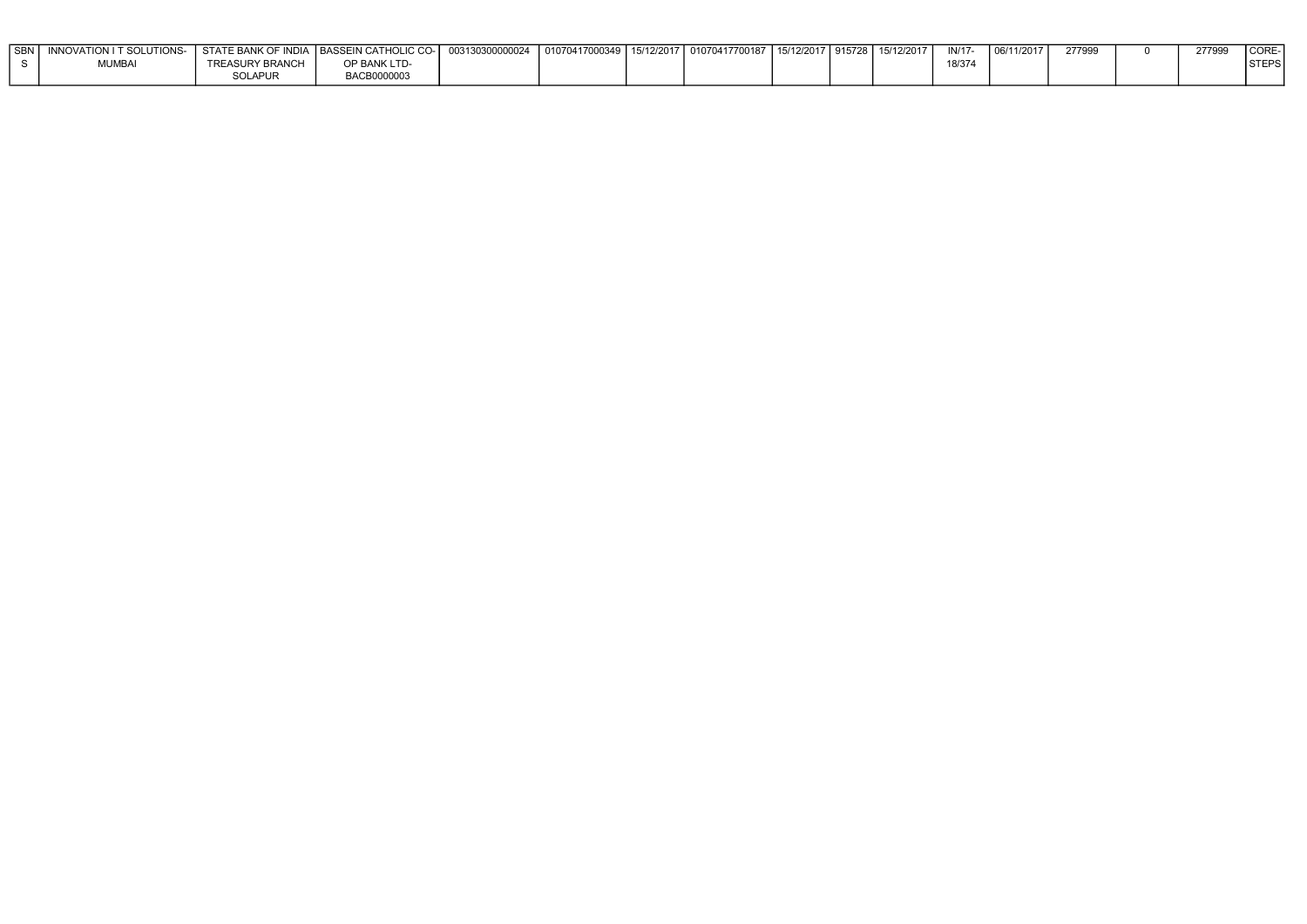| | | | | | | | | | | | | | | | | |
|---|---|---|---|---|---|---|---|---|---|---|---|---|---|---|---|---|
| SBNS | INNOVATION I T SOLUTIONS-MUMBAI | STATE BANK OF INDIA TREASURY BRANCH SOLAPUR | BASSEIN CATHOLIC CO-OP BANK LTD-BACB0000003 | 003130300000024 | 01070417000349 | 15/12/2017 | 01070417700187 | 15/12/2017 | 915728 | 15/12/2017 | IN/17-18/374 | 06/11/2017 | 277999 | 0 | 277999 | CORE-STEPS |